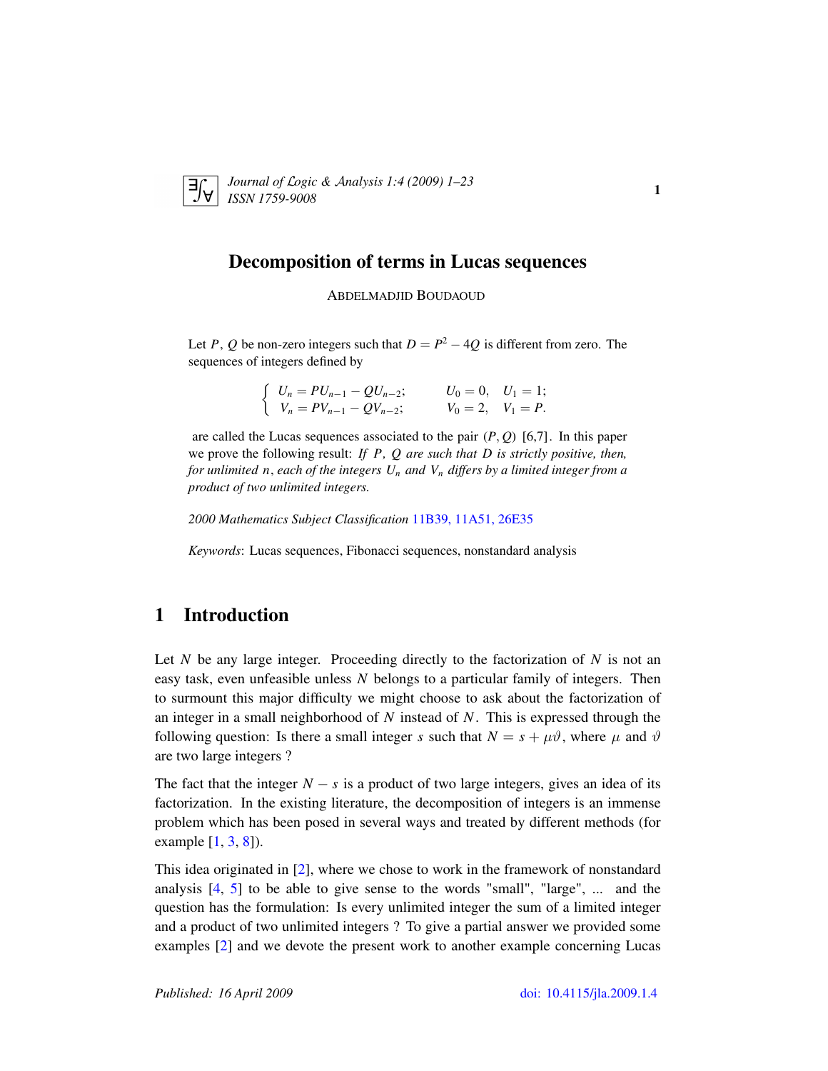# Decomposition of terms in Lucas sequences

ABDELMADJID BOUDAOUD

Let $P$, $Q$ be non-zero integers such that $D = P^2 - 4Q$ is different from zero. The sequences of integers defined by

$$\begin{cases} U_n = PU_{n-1} - QU_{n-2}; & U_0 = 0, \quad U_1 = 1; \\ V_n = PV_{n-1} - QV_{n-2}; & V_0 = 2, \quad V_1 = P. \end{cases}$$

are called the Lucas sequences associated to the pair $(P, Q)$ [6,7]. In this paper we prove the following result: *If $P$, $Q$ are such that $D$ is strictly positive, then, for unlimited $n$, each of the integers $U_n$ and $V_n$ differs by a limited integer from a product of two unlimited integers.*

*2000 Mathematics Subject Classification* 11B39, 11A51, 26E35

*Keywords*: Lucas sequences, Fibonacci sequences, nonstandard analysis

## 1 Introduction

Let $N$ be any large integer. Proceeding directly to the factorization of $N$ is not an easy task, even unfeasible unless $N$ belongs to a particular family of integers. Then to surmount this major difficulty we might choose to ask about the factorization of an integer in a small neighborhood of $N$ instead of $N$. This is expressed through the following question: Is there a small integer $s$ such that $N = s + \mu\vartheta$, where $\mu$ and $\vartheta$ are two large integers ?

The fact that the integer $N - s$ is a product of two large integers, gives an idea of its factorization. In the existing literature, the decomposition of integers is an immense problem which has been posed in several ways and treated by different methods (for example [1, 3, 8]).

This idea originated in [2], where we chose to work in the framework of nonstandard analysis [4, 5] to be able to give sense to the words "small", "large", ... and the question has the formulation: Is every unlimited integer the sum of a limited integer and a product of two unlimited integers ? To give a partial answer we provided some examples [2] and we devote the present work to another example concerning Lucas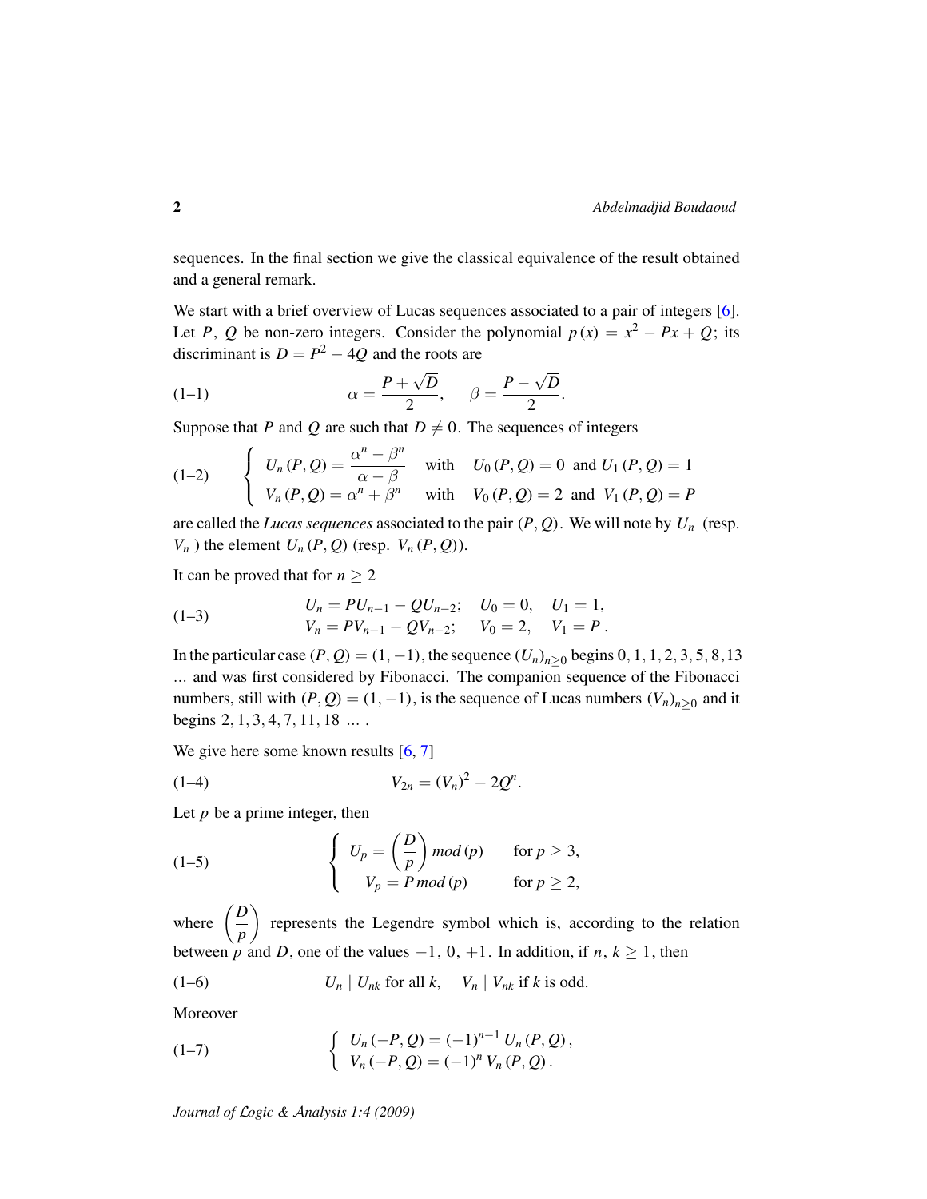sequences. In the final section we give the classical equivalence of the result obtained and a general remark.

We start with a brief overview of Lucas sequences associated to a pair of integers [6]. Let $P$, $Q$ be non-zero integers. Consider the polynomial $p(x) = x^2 - Px + Q$; its discriminant is $D = P^2 - 4Q$ and the roots are

$$\alpha = \frac{P + \sqrt{D}}{2}, \qquad \beta = \frac{P - \sqrt{D}}{2}. \tag{1–1}$$

Suppose that $P$ and $Q$ are such that $D \neq 0$. The sequences of integers

$$\begin{cases} U_n(P,Q) = \dfrac{\alpha^n - \beta^n}{\alpha - \beta} & \text{with} \quad U_0(P,Q) = 0 \text{ and } U_1(P,Q) = 1 \\ V_n(P,Q) = \alpha^n + \beta^n & \text{with} \quad V_0(P,Q) = 2 \text{ and } V_1(P,Q) = P \end{cases} \tag{1–2}$$

are called the *Lucas sequences* associated to the pair $(P,Q)$. We will note by $U_n$ (resp. $V_n$ ) the element $U_n(P,Q)$ (resp. $V_n(P,Q)$).

It can be proved that for $n \geq 2$

$$\begin{aligned} U_n &= PU_{n-1} - QU_{n-2}; \quad U_0 = 0, \quad U_1 = 1, \\ V_n &= PV_{n-1} - QV_{n-2}; \quad V_0 = 2, \quad V_1 = P\,. \end{aligned} \tag{1–3}$$

In the particular case $(P,Q) = (1,-1)$, the sequence $(U_n)_{n\geq 0}$ begins $0, 1, 1, 2, 3, 5, 8, 13$ ... and was first considered by Fibonacci. The companion sequence of the Fibonacci numbers, still with $(P,Q) = (1,-1)$, is the sequence of Lucas numbers $(V_n)_{n\geq 0}$ and it begins $2, 1, 3, 4, 7, 11, 18$ ... .

We give here some known results [6, 7]

$$V_{2n} = (V_n)^2 - 2Q^n. \tag{1–4}$$

Let $p$ be a prime integer, then

$$\begin{cases} U_p = \left(\dfrac{D}{p}\right) mod\,(p) & \text{for } p \geq 3, \\ V_p = P\, mod\,(p) & \text{for } p \geq 2, \end{cases} \tag{1–5}$$

where $\left(\dfrac{D}{p}\right)$ represents the Legendre symbol which is, according to the relation between $p$ and $D$, one of the values $-1,\ 0,\ +1$. In addition, if $n,\ k \geq 1$, then

$$U_n \mid U_{nk} \text{ for all } k, \qquad V_n \mid V_{nk} \text{ if } k \text{ is odd.} \tag{1–6}$$

Moreover

$$\begin{cases} U_n(-P,Q) = (-1)^{n-1}\, U_n(P,Q)\,, \\ V_n(-P,Q) = (-1)^n\, V_n(P,Q)\,. \end{cases} \tag{1–7}$$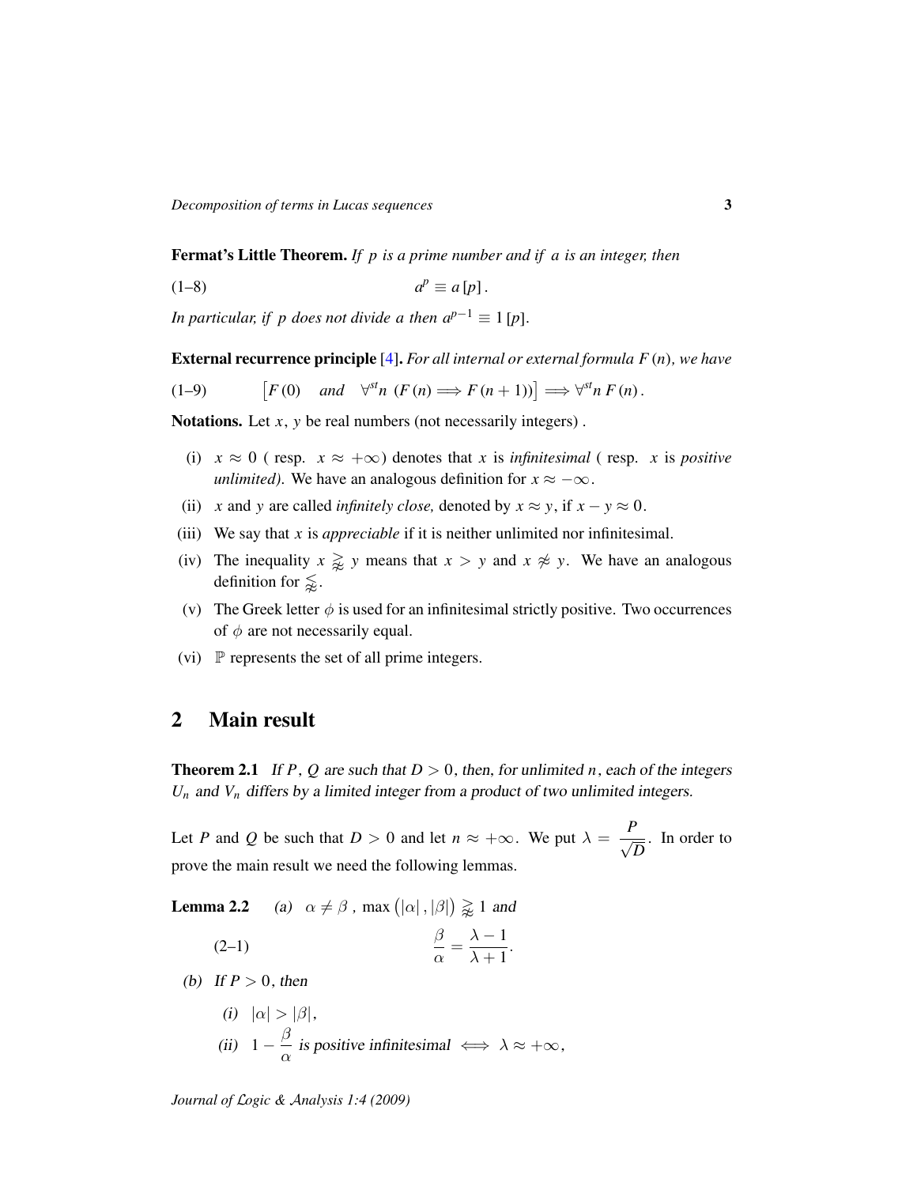**Fermat's Little Theorem.** *If $p$ is a prime number and if $a$ is an integer, then*

$$a^p \equiv a\,[p]\,. \tag{1–8}$$

*In particular, if $p$ does not divide $a$ then $a^{p-1} \equiv 1\,[p]$.*

**External recurrence principle** [4]**.** *For all internal or external formula $F(n)$, we have*

$$\left[F(0) \quad and \quad \forall^{st} n\ (F(n) \Longrightarrow F(n+1))\right] \Longrightarrow \forall^{st} n\, F(n)\,. \tag{1–9}$$

**Notations.** Let $x$, $y$ be real numbers (not necessarily integers) .

(i) $x \approx 0$ ( resp. $x \approx +\infty$) denotes that $x$ is *infinitesimal* ( resp. $x$ is *positive unlimited).* We have an analogous definition for $x \approx -\infty$.

(ii) $x$ and $y$ are called *infinitely close,* denoted by $x \approx y$, if $x - y \approx 0$.

(iii) We say that $x$ is *appreciable* if it is neither unlimited nor infinitesimal.

(iv) The inequality $x \gtrapprox y$ means that $x > y$ and $x \not\approx y$. We have an analogous definition for $\lessapprox$.

(v) The Greek letter $\phi$ is used for an infinitesimal strictly positive. Two occurrences of $\phi$ are not necessarily equal.

(vi) $\mathbb{P}$ represents the set of all prime integers.

## 2 Main result

**Theorem 2.1** *If $P$, $Q$ are such that $D > 0$, then, for unlimited $n$, each of the integers $U_n$ and $V_n$ differs by a limited integer from a product of two unlimited integers.*

Let $P$ and $Q$ be such that $D > 0$ and let $n \approx +\infty$. We put $\lambda = \dfrac{P}{\sqrt{D}}$. In order to prove the main result we need the following lemmas.

**Lemma 2.2** *(a) $\alpha \neq \beta$ , $\max\left(|\alpha|, |\beta|\right) \gtrapprox 1$ and*

$$\frac{\beta}{\alpha} = \frac{\lambda - 1}{\lambda + 1}. \tag{2–1}$$

*(b) If $P > 0$, then*

*(i) $|\alpha| > |\beta|$,*

*(ii) $1 - \dfrac{\beta}{\alpha}$ is positive infinitesimal $\iff \lambda \approx +\infty$,*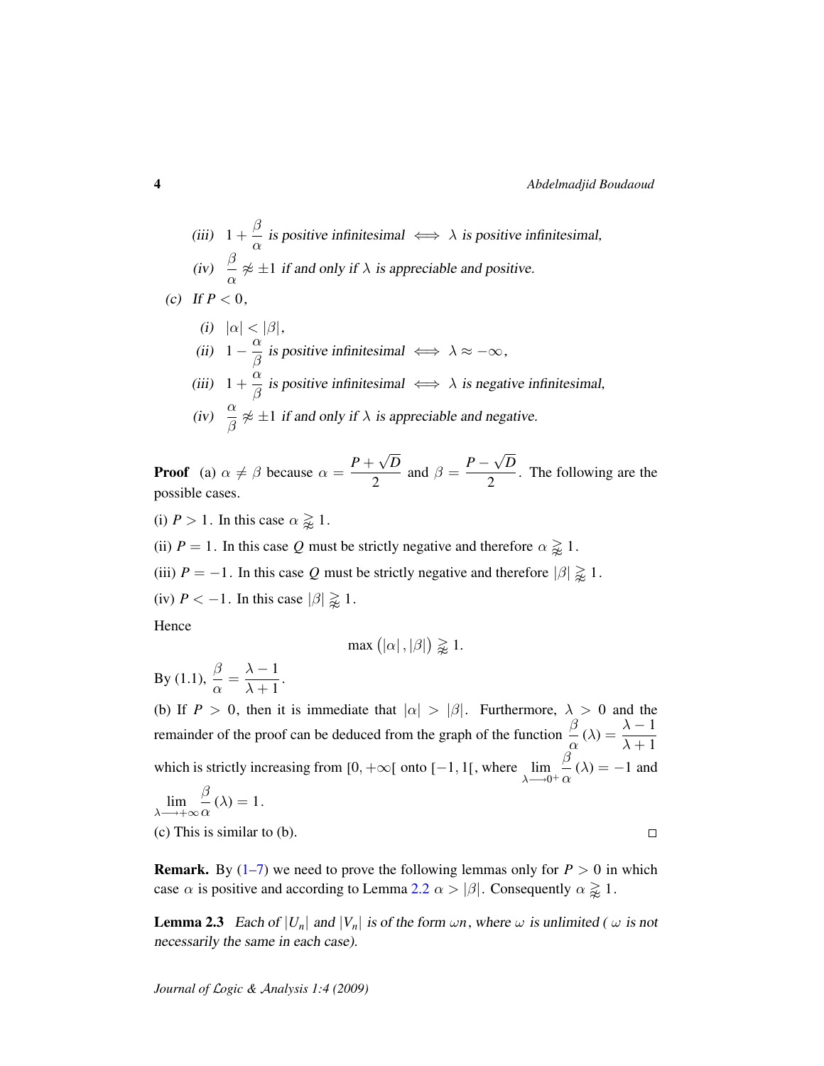(iii) $1 + \dfrac{\beta}{\alpha}$ *is positive infinitesimal* $\iff$ $\lambda$ *is positive infinitesimal,*

(iv) $\dfrac{\beta}{\alpha} \not\approx \pm 1$ *if and only if* $\lambda$ *is appreciable and positive.*

(c) *If* $P < 0$,

(i) $|\alpha| < |\beta|$,

(ii) $1 - \dfrac{\alpha}{\beta}$ *is positive infinitesimal* $\iff$ $\lambda \approx -\infty$,

(iii) $1 + \dfrac{\alpha}{\beta}$ *is positive infinitesimal* $\iff$ $\lambda$ *is negative infinitesimal,*

(iv) $\dfrac{\alpha}{\beta} \not\approx \pm 1$ *if and only if* $\lambda$ *is appreciable and negative.*

**Proof** (a) $\alpha \neq \beta$ because $\alpha = \dfrac{P + \sqrt{D}}{2}$ and $\beta = \dfrac{P - \sqrt{D}}{2}$. The following are the possible cases.

(i) $P > 1$. In this case $\alpha \gtrapprox 1$.

(ii) $P = 1$. In this case $Q$ must be strictly negative and therefore $\alpha \gtrapprox 1$.

(iii) $P = -1$. In this case $Q$ must be strictly negative and therefore $|\beta| \gtrapprox 1$.

(iv) $P < -1$. In this case $|\beta| \gtrapprox 1$.

Hence

$$\max\left(|\alpha|, |\beta|\right) \gtrapprox 1.$$

By (1.1), $\dfrac{\beta}{\alpha} = \dfrac{\lambda - 1}{\lambda + 1}$.

(b) If $P > 0$, then it is immediate that $|\alpha| > |\beta|$. Furthermore, $\lambda > 0$ and the remainder of the proof can be deduced from the graph of the function $\dfrac{\beta}{\alpha}(\lambda) = \dfrac{\lambda - 1}{\lambda + 1}$ which is strictly increasing from $[0, +\infty[$ onto $[-1, 1[$, where $\lim\limits_{\lambda \longrightarrow 0^+} \dfrac{\beta}{\alpha}(\lambda) = -1$ and $\lim\limits_{\lambda \longrightarrow +\infty} \dfrac{\beta}{\alpha}(\lambda) = 1$.

(c) This is similar to (b). □

**Remark.** By (1–7) we need to prove the following lemmas only for $P > 0$ in which case $\alpha$ is positive and according to Lemma 2.2 $\alpha > |\beta|$. Consequently $\alpha \gtrapprox 1$.

**Lemma 2.3** *Each of* $|U_n|$ *and* $|V_n|$ *is of the form* $\omega n$, *where* $\omega$ *is unlimited (* $\omega$ *is not necessarily the same in each case).*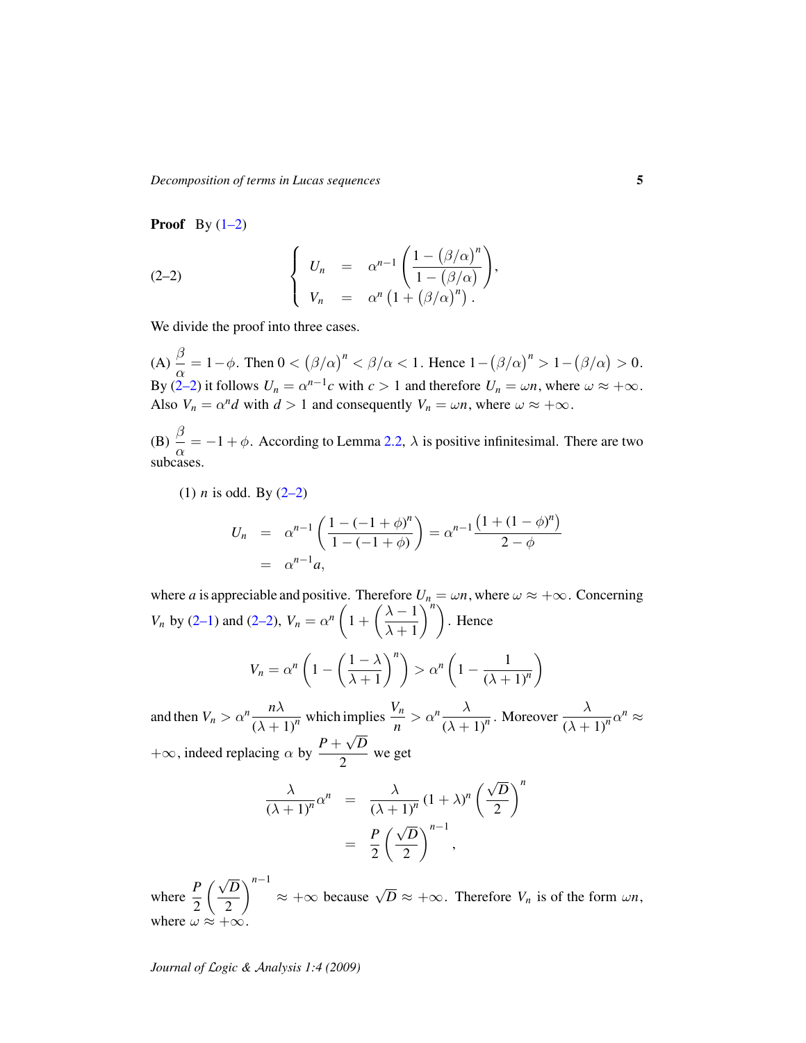**Proof** By (1–2)

$$
(2\text{–}2)\qquad \left\{\begin{array}{lcl} U_n & = & \alpha^{n-1}\left(\dfrac{1-(\beta/\alpha)^n}{1-(\beta/\alpha)}\right), \\ V_n & = & \alpha^n\left(1+(\beta/\alpha)^n\right). \end{array}\right.
$$

We divide the proof into three cases.

(A) $\dfrac{\beta}{\alpha} = 1-\phi$. Then $0 < (\beta/\alpha)^n < \beta/\alpha < 1$. Hence $1-(\beta/\alpha)^n > 1-(\beta/\alpha) > 0$. By (2–2) it follows $U_n = \alpha^{n-1}c$ with $c > 1$ and therefore $U_n = \omega n$, where $\omega \approx +\infty$. Also $V_n = \alpha^n d$ with $d > 1$ and consequently $V_n = \omega n$, where $\omega \approx +\infty$.

(B) $\dfrac{\beta}{\alpha} = -1+\phi$. According to Lemma 2.2, $\lambda$ is positive infinitesimal. There are two subcases.

(1) $n$ is odd. By (2–2)

$$
\begin{aligned}
U_n &= \alpha^{n-1}\left(\frac{1-(-1+\phi)^n}{1-(-1+\phi)}\right) = \alpha^{n-1}\frac{\left(1+(1-\phi)^n\right)}{2-\phi} \\
&= \alpha^{n-1}a,
\end{aligned}
$$

where $a$ is appreciable and positive. Therefore $U_n = \omega n$, where $\omega \approx +\infty$. Concerning $V_n$ by (2–1) and (2–2), $V_n = \alpha^n\left(1+\left(\dfrac{\lambda-1}{\lambda+1}\right)^n\right)$. Hence

$$
V_n = \alpha^n\left(1-\left(\frac{1-\lambda}{\lambda+1}\right)^n\right) > \alpha^n\left(1-\frac{1}{(\lambda+1)^n}\right)
$$

and then $V_n > \alpha^n\dfrac{n\lambda}{(\lambda+1)^n}$ which implies $\dfrac{V_n}{n} > \alpha^n\dfrac{\lambda}{(\lambda+1)^n}$. Moreover $\dfrac{\lambda}{(\lambda+1)^n}\alpha^n \approx +\infty$, indeed replacing $\alpha$ by $\dfrac{P+\sqrt{D}}{2}$ we get

$$
\begin{aligned}
\frac{\lambda}{(\lambda+1)^n}\alpha^n &= \frac{\lambda}{(\lambda+1)^n}(1+\lambda)^n\left(\frac{\sqrt{D}}{2}\right)^n \\
&= \frac{P}{2}\left(\frac{\sqrt{D}}{2}\right)^{n-1},
\end{aligned}
$$

where $\dfrac{P}{2}\left(\dfrac{\sqrt{D}}{2}\right)^{n-1} \approx +\infty$ because $\sqrt{D} \approx +\infty$. Therefore $V_n$ is of the form $\omega n$, where $\omega \approx +\infty$.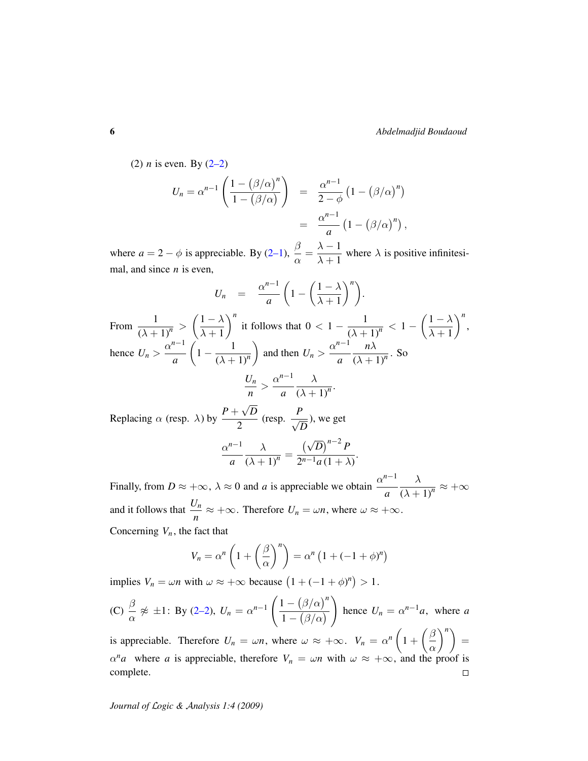(2) $n$ is even. By (2–2)

$$U_n = \alpha^{n-1}\left(\frac{1-(\beta/\alpha)^n}{1-(\beta/\alpha)}\right) = \frac{\alpha^{n-1}}{2-\phi}\left(1-(\beta/\alpha)^n\right)$$
$$= \frac{\alpha^{n-1}}{a}\left(1-(\beta/\alpha)^n\right),$$

where $a = 2-\phi$ is appreciable. By (2–1), $\dfrac{\beta}{\alpha} = \dfrac{\lambda-1}{\lambda+1}$ where $\lambda$ is positive infinitesimal, and since $n$ is even,

$$U_n = \frac{\alpha^{n-1}}{a}\left(1-\left(\frac{1-\lambda}{\lambda+1}\right)^n\right).$$

From $\dfrac{1}{(\lambda+1)^n} > \left(\dfrac{1-\lambda}{\lambda+1}\right)^n$ it follows that $0 < 1-\dfrac{1}{(\lambda+1)^n} < 1-\left(\dfrac{1-\lambda}{\lambda+1}\right)^n$, hence $U_n > \dfrac{\alpha^{n-1}}{a}\left(1-\dfrac{1}{(\lambda+1)^n}\right)$ and then $U_n > \dfrac{\alpha^{n-1}}{a}\dfrac{n\lambda}{(\lambda+1)^n}$. So

$$\frac{U_n}{n} > \frac{\alpha^{n-1}}{a}\frac{\lambda}{(\lambda+1)^n}.$$

Replacing $\alpha$ (resp. $\lambda$) by $\dfrac{P+\sqrt{D}}{2}$ (resp. $\dfrac{P}{\sqrt{D}}$), we get

$$\frac{\alpha^{n-1}}{a}\frac{\lambda}{(\lambda+1)^n} = \frac{\left(\sqrt{D}\right)^{n-2}P}{2^{n-1}a(1+\lambda)}.$$

Finally, from $D \approx +\infty$, $\lambda \approx 0$ and $a$ is appreciable we obtain $\dfrac{\alpha^{n-1}}{a}\dfrac{\lambda}{(\lambda+1)^n} \approx +\infty$ and it follows that $\dfrac{U_n}{n} \approx +\infty$. Therefore $U_n = \omega n$, where $\omega \approx +\infty$.

Concerning $V_n$, the fact that

$$V_n = \alpha^n\left(1+\left(\frac{\beta}{\alpha}\right)^n\right) = \alpha^n\left(1+(-1+\phi)^n\right)$$

implies $V_n = \omega n$ with $\omega \approx +\infty$ because $\left(1+(-1+\phi)^n\right) > 1$.

(C) $\dfrac{\beta}{\alpha} \not\approx \pm 1$: By (2–2), $U_n = \alpha^{n-1}\left(\dfrac{1-(\beta/\alpha)^n}{1-(\beta/\alpha)}\right)$ hence $U_n = \alpha^{n-1}a$, where $a$ is appreciable. Therefore $U_n = \omega n$, where $\omega \approx +\infty$. $V_n = \alpha^n\left(1+\left(\dfrac{\beta}{\alpha}\right)^n\right) = \alpha^n a$ where $a$ is appreciable, therefore $V_n = \omega n$ with $\omega \approx +\infty$, and the proof is complete. □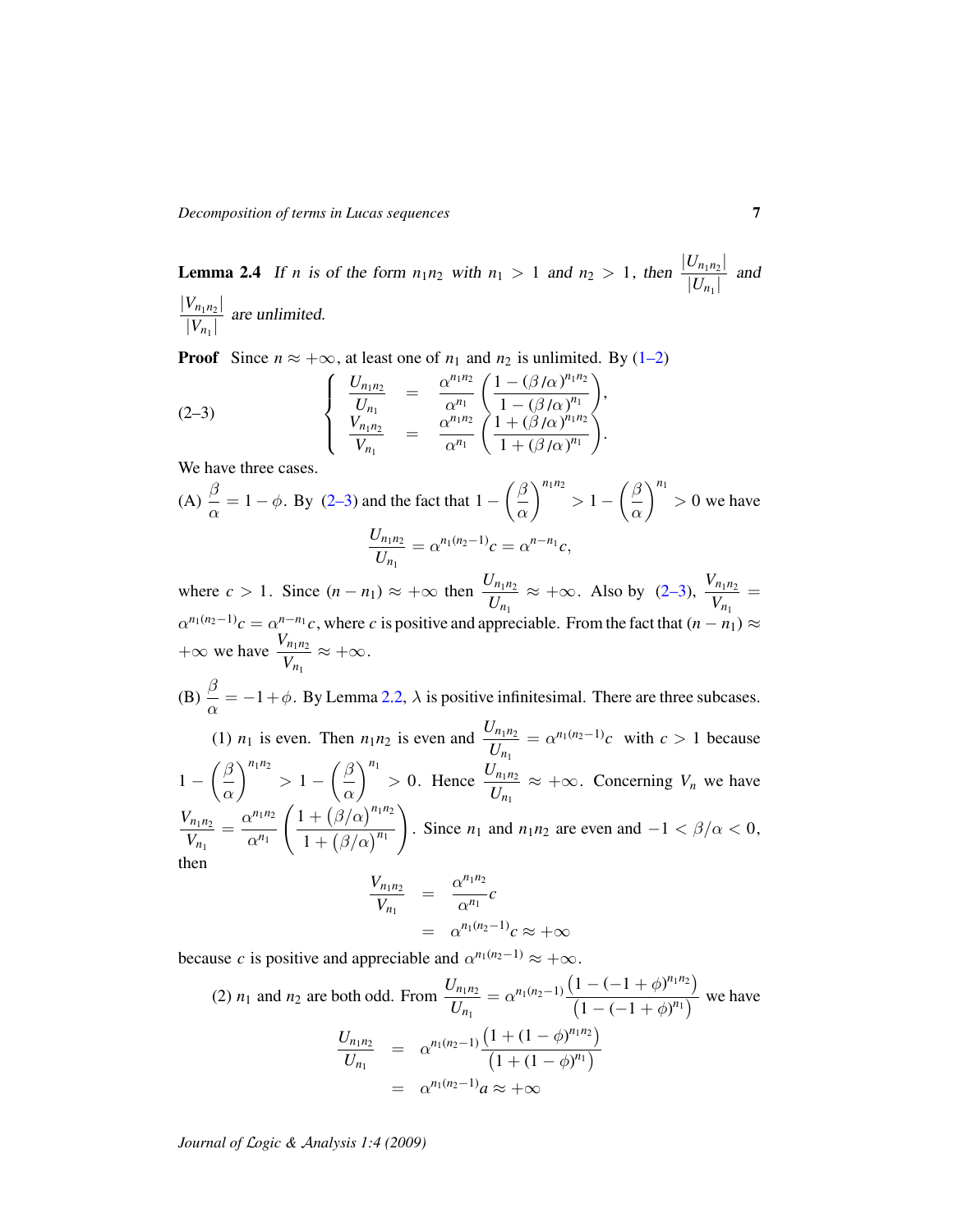**Lemma 2.4** *If $n$ is of the form $n_1n_2$ with $n_1 > 1$ and $n_2 > 1$, then $\dfrac{|U_{n_1n_2}|}{|U_{n_1}|}$ and $\dfrac{|V_{n_1n_2}|}{|V_{n_1}|}$ are unlimited.*

**Proof** Since $n \approx +\infty$, at least one of $n_1$ and $n_2$ is unlimited. By (1–2)

$$\text{(2–3)} \qquad \left\{ \begin{array}{lcl} \dfrac{U_{n_1n_2}}{U_{n_1}} & = & \dfrac{\alpha^{n_1n_2}}{\alpha^{n_1}} \left( \dfrac{1-(\beta/\alpha)^{n_1n_2}}{1-(\beta/\alpha)^{n_1}} \right), \\ \dfrac{V_{n_1n_2}}{V_{n_1}} & = & \dfrac{\alpha^{n_1n_2}}{\alpha^{n_1}} \left( \dfrac{1+(\beta/\alpha)^{n_1n_2}}{1+(\beta/\alpha)^{n_1}} \right). \end{array} \right.$$

We have three cases.

(A) $\dfrac{\beta}{\alpha} = 1-\phi$. By (2–3) and the fact that $1-\left(\dfrac{\beta}{\alpha}\right)^{n_1n_2} > 1-\left(\dfrac{\beta}{\alpha}\right)^{n_1} > 0$ we have

$$\frac{U_{n_1n_2}}{U_{n_1}} = \alpha^{n_1(n_2-1)}c = \alpha^{n-n_1}c,$$

where $c > 1$. Since $(n-n_1) \approx +\infty$ then $\dfrac{U_{n_1n_2}}{U_{n_1}} \approx +\infty$. Also by (2–3), $\dfrac{V_{n_1n_2}}{V_{n_1}} = \alpha^{n_1(n_2-1)}c = \alpha^{n-n_1}c$, where $c$ is positive and appreciable. From the fact that $(n-n_1) \approx +\infty$ we have $\dfrac{V_{n_1n_2}}{V_{n_1}} \approx +\infty$.

(B) $\dfrac{\beta}{\alpha} = -1+\phi$. By Lemma 2.2, $\lambda$ is positive infinitesimal. There are three subcases.

(1) $n_1$ is even. Then $n_1n_2$ is even and $\dfrac{U_{n_1n_2}}{U_{n_1}} = \alpha^{n_1(n_2-1)}c$ with $c > 1$ because $1-\left(\dfrac{\beta}{\alpha}\right)^{n_1n_2} > 1-\left(\dfrac{\beta}{\alpha}\right)^{n_1} > 0$. Hence $\dfrac{U_{n_1n_2}}{U_{n_1}} \approx +\infty$. Concerning $V_n$ we have $\dfrac{V_{n_1n_2}}{V_{n_1}} = \dfrac{\alpha^{n_1n_2}}{\alpha^{n_1}} \left( \dfrac{1+\left(\beta/\alpha\right)^{n_1n_2}}{1+\left(\beta/\alpha\right)^{n_1}} \right)$. Since $n_1$ and $n_1n_2$ are even and $-1 < \beta/\alpha < 0$, then

$$\begin{aligned} \frac{V_{n_1n_2}}{V_{n_1}} &= \frac{\alpha^{n_1n_2}}{\alpha^{n_1}}c \\ &= \alpha^{n_1(n_2-1)}c \approx +\infty \end{aligned}$$

because $c$ is positive and appreciable and $\alpha^{n_1(n_2-1)} \approx +\infty$.

(2) $n_1$ and $n_2$ are both odd. From $\dfrac{U_{n_1n_2}}{U_{n_1}} = \alpha^{n_1(n_2-1)} \dfrac{\left(1-(-1+\phi)^{n_1n_2}\right)}{\left(1-(-1+\phi)^{n_1}\right)}$ we have

$$\begin{aligned} \frac{U_{n_1n_2}}{U_{n_1}} &= \alpha^{n_1(n_2-1)} \frac{\left(1+(1-\phi)^{n_1n_2}\right)}{\left(1+(1-\phi)^{n_1}\right)} \\ &= \alpha^{n_1(n_2-1)}a \approx +\infty \end{aligned}$$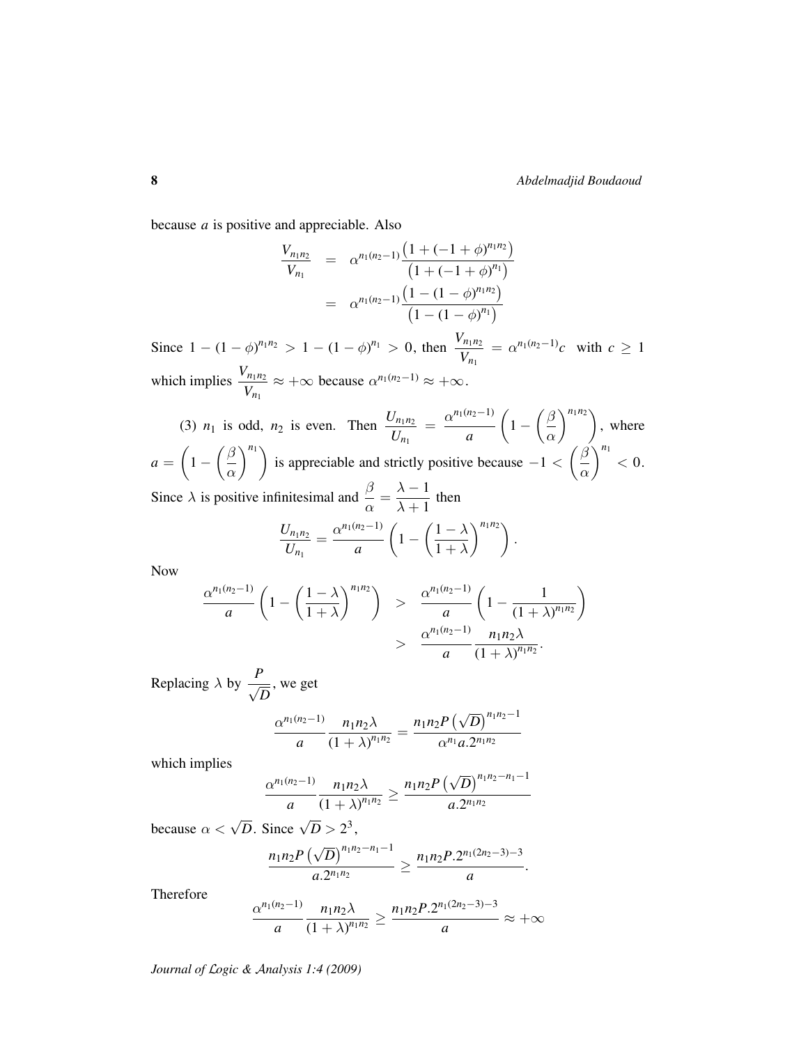because $a$ is positive and appreciable. Also

$$
\begin{aligned}
\frac{V_{n_1 n_2}}{V_{n_1}} &= \alpha^{n_1(n_2-1)} \frac{\left(1+(-1+\phi)^{n_1 n_2}\right)}{\left(1+(-1+\phi)^{n_1}\right)} \\
&= \alpha^{n_1(n_2-1)} \frac{\left(1-(1-\phi)^{n_1 n_2}\right)}{\left(1-(1-\phi)^{n_1}\right)}
\end{aligned}
$$

Since $1-(1-\phi)^{n_1 n_2} > 1-(1-\phi)^{n_1} > 0$, then $\dfrac{V_{n_1 n_2}}{V_{n_1}} = \alpha^{n_1(n_2-1)} c$ with $c \geq 1$ which implies $\dfrac{V_{n_1 n_2}}{V_{n_1}} \approx +\infty$ because $\alpha^{n_1(n_2-1)} \approx +\infty$.

(3) $n_1$ is odd, $n_2$ is even. Then $\dfrac{U_{n_1 n_2}}{U_{n_1}} = \dfrac{\alpha^{n_1(n_2-1)}}{a}\left(1-\left(\dfrac{\beta}{\alpha}\right)^{n_1 n_2}\right)$, where $a = \left(1-\left(\dfrac{\beta}{\alpha}\right)^{n_1}\right)$ is appreciable and strictly positive because $-1 < \left(\dfrac{\beta}{\alpha}\right)^{n_1} < 0$. Since $\lambda$ is positive infinitesimal and $\dfrac{\beta}{\alpha} = \dfrac{\lambda-1}{\lambda+1}$ then

$$
\frac{U_{n_1 n_2}}{U_{n_1}} = \frac{\alpha^{n_1(n_2-1)}}{a}\left(1-\left(\frac{1-\lambda}{1+\lambda}\right)^{n_1 n_2}\right).
$$

Now

$$
\begin{aligned}
\frac{\alpha^{n_1(n_2-1)}}{a}\left(1-\left(\frac{1-\lambda}{1+\lambda}\right)^{n_1 n_2}\right) &> \frac{\alpha^{n_1(n_2-1)}}{a}\left(1-\frac{1}{(1+\lambda)^{n_1 n_2}}\right) \\
&> \frac{\alpha^{n_1(n_2-1)}}{a} \frac{n_1 n_2 \lambda}{(1+\lambda)^{n_1 n_2}}.
\end{aligned}
$$

Replacing $\lambda$ by $\dfrac{P}{\sqrt{D}}$, we get

$$
\frac{\alpha^{n_1(n_2-1)}}{a} \frac{n_1 n_2 \lambda}{(1+\lambda)^{n_1 n_2}} = \frac{n_1 n_2 P\left(\sqrt{D}\right)^{n_1 n_2 - 1}}{\alpha^{n_1} a . 2^{n_1 n_2}}
$$

which implies

$$
\frac{\alpha^{n_1(n_2-1)}}{a} \frac{n_1 n_2 \lambda}{(1+\lambda)^{n_1 n_2}} \geq \frac{n_1 n_2 P\left(\sqrt{D}\right)^{n_1 n_2 - n_1 - 1}}{a . 2^{n_1 n_2}}
$$

because $\alpha < \sqrt{D}$. Since $\sqrt{D} > 2^3$,

$$
\frac{n_1 n_2 P\left(\sqrt{D}\right)^{n_1 n_2 - n_1 - 1}}{a . 2^{n_1 n_2}} \geq \frac{n_1 n_2 P . 2^{n_1(2n_2-3)-3}}{a}.
$$

Therefore

$$
\frac{\alpha^{n_1(n_2-1)}}{a} \frac{n_1 n_2 \lambda}{(1+\lambda)^{n_1 n_2}} \geq \frac{n_1 n_2 P . 2^{n_1(2n_2-3)-3}}{a} \approx +\infty
$$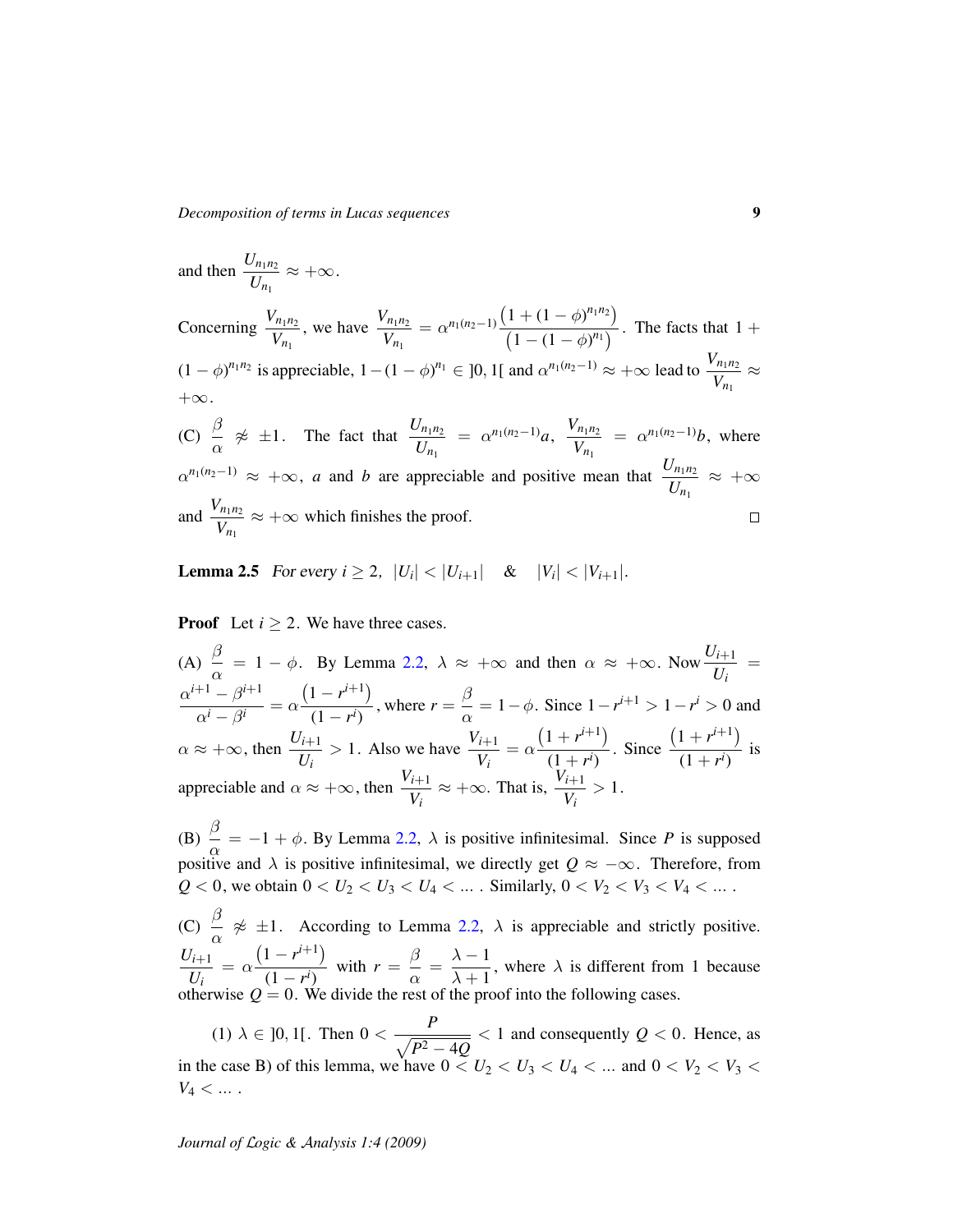and then $\dfrac{U_{n_1 n_2}}{U_{n_1}} \approx +\infty$.

Concerning $\dfrac{V_{n_1 n_2}}{V_{n_1}}$, we have $\dfrac{V_{n_1 n_2}}{V_{n_1}} = \alpha^{n_1(n_2-1)} \dfrac{\left(1+(1-\phi)^{n_1 n_2}\right)}{\left(1-(1-\phi)^{n_1}\right)}$. The facts that $1+(1-\phi)^{n_1 n_2}$ is appreciable, $1-(1-\phi)^{n_1} \in \,]0,1[$ and $\alpha^{n_1(n_2-1)} \approx +\infty$ lead to $\dfrac{V_{n_1 n_2}}{V_{n_1}} \approx +\infty$.

(C) $\dfrac{\beta}{\alpha} \not\approx \pm 1$. The fact that $\dfrac{U_{n_1 n_2}}{U_{n_1}} = \alpha^{n_1(n_2-1)} a$, $\dfrac{V_{n_1 n_2}}{V_{n_1}} = \alpha^{n_1(n_2-1)} b$, where $\alpha^{n_1(n_2-1)} \approx +\infty$, $a$ and $b$ are appreciable and positive mean that $\dfrac{U_{n_1 n_2}}{U_{n_1}} \approx +\infty$ and $\dfrac{V_{n_1 n_2}}{V_{n_1}} \approx +\infty$ which finishes the proof. □

**Lemma 2.5** *For every $i \geq 2$, $|U_i| < |U_{i+1}|$ & $|V_i| < |V_{i+1}|$.*

**Proof** Let $i \geq 2$. We have three cases.

(A) $\dfrac{\beta}{\alpha} = 1 - \phi$. By Lemma 2.2, $\lambda \approx +\infty$ and then $\alpha \approx +\infty$. Now $\dfrac{U_{i+1}}{U_i} = \dfrac{\alpha^{i+1} - \beta^{i+1}}{\alpha^i - \beta^i} = \alpha \dfrac{\left(1 - r^{i+1}\right)}{(1 - r^i)}$, where $r = \dfrac{\beta}{\alpha} = 1 - \phi$. Since $1 - r^{i+1} > 1 - r^i > 0$ and $\alpha \approx +\infty$, then $\dfrac{U_{i+1}}{U_i} > 1$. Also we have $\dfrac{V_{i+1}}{V_i} = \alpha \dfrac{\left(1 + r^{i+1}\right)}{(1 + r^i)}$. Since $\dfrac{\left(1 + r^{i+1}\right)}{(1 + r^i)}$ is appreciable and $\alpha \approx +\infty$, then $\dfrac{V_{i+1}}{V_i} \approx +\infty$. That is, $\dfrac{V_{i+1}}{V_i} > 1$.

(B) $\dfrac{\beta}{\alpha} = -1 + \phi$. By Lemma 2.2, $\lambda$ is positive infinitesimal. Since $P$ is supposed positive and $\lambda$ is positive infinitesimal, we directly get $Q \approx -\infty$. Therefore, from $Q < 0$, we obtain $0 < U_2 < U_3 < U_4 < \ldots$ . Similarly, $0 < V_2 < V_3 < V_4 < \ldots$ .

(C) $\dfrac{\beta}{\alpha} \not\approx \pm 1$. According to Lemma 2.2, $\lambda$ is appreciable and strictly positive. $\dfrac{U_{i+1}}{U_i} = \alpha \dfrac{\left(1 - r^{i+1}\right)}{(1 - r^i)}$ with $r = \dfrac{\beta}{\alpha} = \dfrac{\lambda - 1}{\lambda + 1}$, where $\lambda$ is different from 1 because otherwise $Q = 0$. We divide the rest of the proof into the following cases.

(1) $\lambda \in \,]0,1[$. Then $0 < \dfrac{P}{\sqrt{P^2 - 4Q}} < 1$ and consequently $Q < 0$. Hence, as in the case B) of this lemma, we have $0 < U_2 < U_3 < U_4 < \ldots$ and $0 < V_2 < V_3 < V_4 < \ldots$ .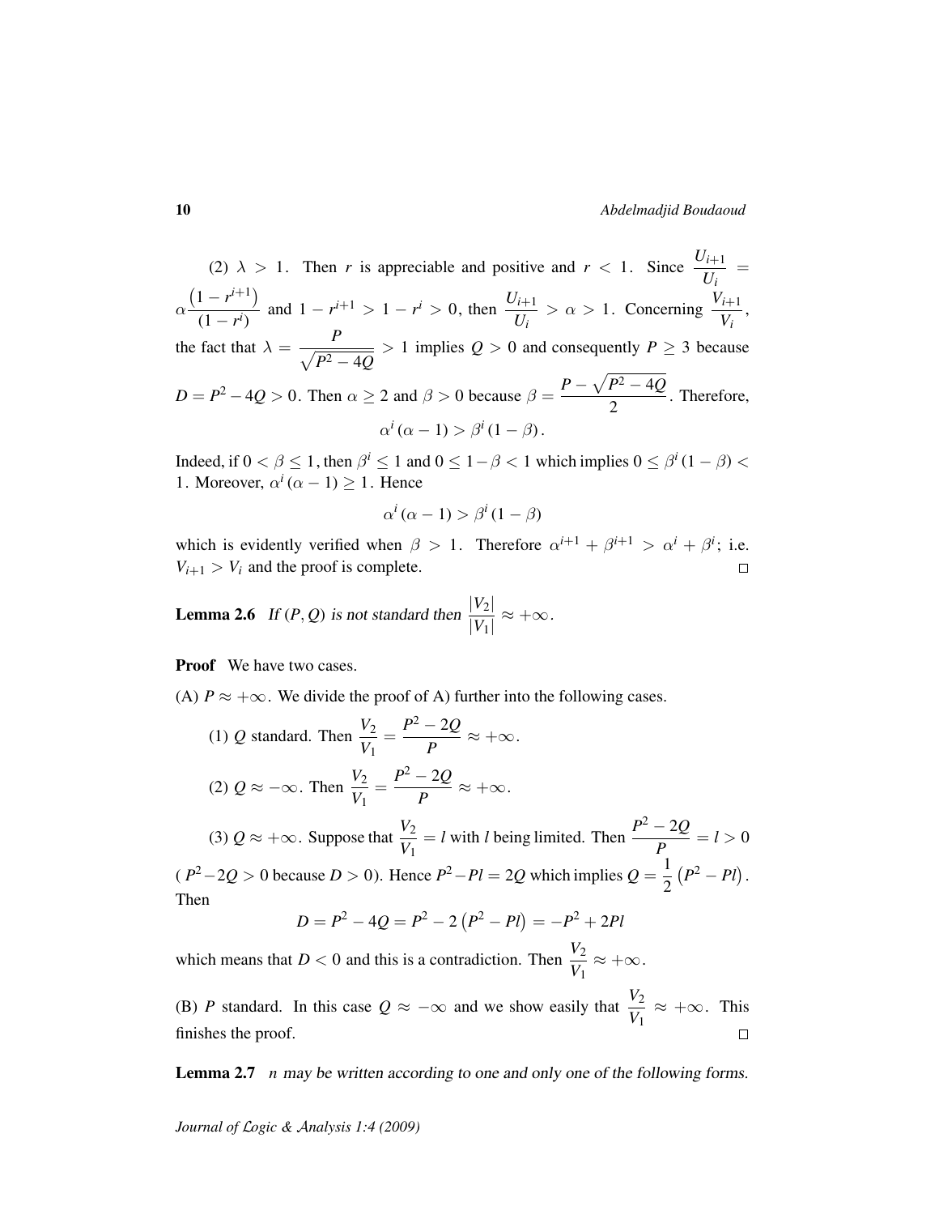(2) $\lambda > 1$. Then $r$ is appreciable and positive and $r < 1$. Since $\dfrac{U_{i+1}}{U_i} = \alpha\dfrac{\left(1-r^{i+1}\right)}{\left(1-r^{i}\right)}$ and $1 - r^{i+1} > 1 - r^i > 0$, then $\dfrac{U_{i+1}}{U_i} > \alpha > 1$. Concerning $\dfrac{V_{i+1}}{V_i}$, the fact that $\lambda = \dfrac{P}{\sqrt{P^2-4Q}} > 1$ implies $Q > 0$ and consequently $P \geq 3$ because $D = P^2 - 4Q > 0$. Then $\alpha \geq 2$ and $\beta > 0$ because $\beta = \dfrac{P-\sqrt{P^2-4Q}}{2}$. Therefore,

$$\alpha^i(\alpha - 1) > \beta^i(1-\beta).$$

Indeed, if $0 < \beta \leq 1$, then $\beta^i \leq 1$ and $0 \leq 1-\beta < 1$ which implies $0 \leq \beta^i(1-\beta) < 1$. Moreover, $\alpha^i(\alpha-1) \geq 1$. Hence

$$\alpha^i(\alpha - 1) > \beta^i(1-\beta)$$

which is evidently verified when $\beta > 1$. Therefore $\alpha^{i+1} + \beta^{i+1} > \alpha^i + \beta^i$; i.e. $V_{i+1} > V_i$ and the proof is complete. □

**Lemma 2.6** *If $(P, Q)$ is not standard then* $\dfrac{|V_2|}{|V_1|} \approx +\infty$.

**Proof** We have two cases.

(A) $P \approx +\infty$. We divide the proof of A) further into the following cases.

(1) $Q$ standard. Then $\dfrac{V_2}{V_1} = \dfrac{P^2-2Q}{P} \approx +\infty$.

(2) $Q \approx -\infty$. Then $\dfrac{V_2}{V_1} = \dfrac{P^2-2Q}{P} \approx +\infty$.

(3) $Q \approx +\infty$. Suppose that $\dfrac{V_2}{V_1} = l$ with $l$ being limited. Then $\dfrac{P^2-2Q}{P} = l > 0$ ($P^2 - 2Q > 0$ because $D > 0$). Hence $P^2 - Pl = 2Q$ which implies $Q = \dfrac{1}{2}\left(P^2 - Pl\right)$. Then

$$D = P^2 - 4Q = P^2 - 2\left(P^2 - Pl\right) = -P^2 + 2Pl$$

which means that $D < 0$ and this is a contradiction. Then $\dfrac{V_2}{V_1} \approx +\infty$.

(B) $P$ standard. In this case $Q \approx -\infty$ and we show easily that $\dfrac{V_2}{V_1} \approx +\infty$. This finishes the proof. □

**Lemma 2.7** *$n$ may be written according to one and only one of the following forms.*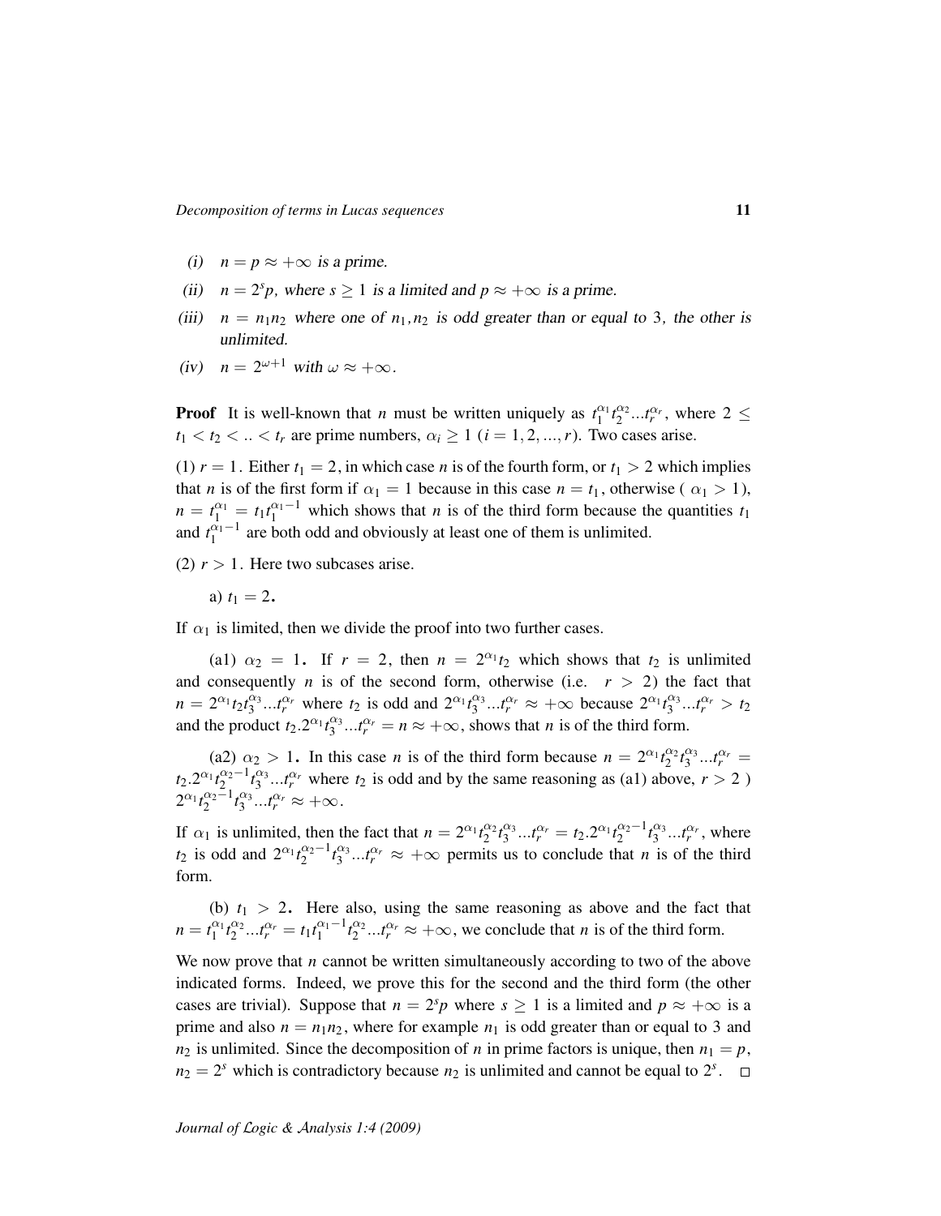*(i)* $n = p \approx +\infty$ *is a prime.*

*(ii)* $n = 2^s p$*, where* $s \geq 1$ *is a limited and* $p \approx +\infty$ *is a prime.*

*(iii)* $n = n_1 n_2$ *where one of* $n_1, n_2$ *is odd greater than or equal to* $3$*, the other is unlimited.*

*(iv)* $n = 2^{\omega+1}$ *with* $\omega \approx +\infty$*.*

**Proof** It is well-known that $n$ must be written uniquely as $t_1^{\alpha_1} t_2^{\alpha_2} ... t_r^{\alpha_r}$, where $2 \leq t_1 < t_2 < .. < t_r$ are prime numbers, $\alpha_i \geq 1$ $(i = 1, 2, ..., r)$. Two cases arise.

(1) $r = 1$. Either $t_1 = 2$, in which case $n$ is of the fourth form, or $t_1 > 2$ which implies that $n$ is of the first form if $\alpha_1 = 1$ because in this case $n = t_1$, otherwise ( $\alpha_1 > 1$), $n = t_1^{\alpha_1} = t_1 t_1^{\alpha_1 - 1}$ which shows that $n$ is of the third form because the quantities $t_1$ and $t_1^{\alpha_1-1}$ are both odd and obviously at least one of them is unlimited.

(2) $r > 1$. Here two subcases arise.

a) $t_1 = 2$.

If $\alpha_1$ is limited, then we divide the proof into two further cases.

(a1) $\alpha_2 = 1$. If $r = 2$, then $n = 2^{\alpha_1} t_2$ which shows that $t_2$ is unlimited and consequently $n$ is of the second form, otherwise (i.e. $r > 2$) the fact that $n = 2^{\alpha_1} t_2 t_3^{\alpha_3} ... t_r^{\alpha_r}$ where $t_2$ is odd and $2^{\alpha_1} t_3^{\alpha_3} ... t_r^{\alpha_r} \approx +\infty$ because $2^{\alpha_1} t_3^{\alpha_3} ... t_r^{\alpha_r} > t_2$ and the product $t_2 . 2^{\alpha_1} t_3^{\alpha_3} ... t_r^{\alpha_r} = n \approx +\infty$, shows that $n$ is of the third form.

(a2) $\alpha_2 > 1$. In this case $n$ is of the third form because $n = 2^{\alpha_1} t_2^{\alpha_2} t_3^{\alpha_3} ... t_r^{\alpha_r} = t_2 . 2^{\alpha_1} t_2^{\alpha_2 - 1} t_3^{\alpha_3} ... t_r^{\alpha_r}$ where $t_2$ is odd and by the same reasoning as (a1) above, $r > 2$ ) $2^{\alpha_1} t_2^{\alpha_2-1} t_3^{\alpha_3} ... t_r^{\alpha_r} \approx +\infty$.

If $\alpha_1$ is unlimited, then the fact that $n = 2^{\alpha_1} t_2^{\alpha_2} t_3^{\alpha_3} ... t_r^{\alpha_r} = t_2 . 2^{\alpha_1} t_2^{\alpha_2 - 1} t_3^{\alpha_3} ... t_r^{\alpha_r}$, where $t_2$ is odd and $2^{\alpha_1} t_2^{\alpha_2-1} t_3^{\alpha_3} ... t_r^{\alpha_r} \approx +\infty$ permits us to conclude that $n$ is of the third form.

(b) $t_1 > 2$. Here also, using the same reasoning as above and the fact that $n = t_1^{\alpha_1} t_2^{\alpha_2} ... t_r^{\alpha_r} = t_1 t_1^{\alpha_1 - 1} t_2^{\alpha_2} ... t_r^{\alpha_r} \approx +\infty$, we conclude that $n$ is of the third form.

We now prove that $n$ cannot be written simultaneously according to two of the above indicated forms. Indeed, we prove this for the second and the third form (the other cases are trivial). Suppose that $n = 2^s p$ where $s \geq 1$ is a limited and $p \approx +\infty$ is a prime and also $n = n_1 n_2$, where for example $n_1$ is odd greater than or equal to $3$ and $n_2$ is unlimited. Since the decomposition of $n$ in prime factors is unique, then $n_1 = p$, $n_2 = 2^s$ which is contradictory because $n_2$ is unlimited and cannot be equal to $2^s$. □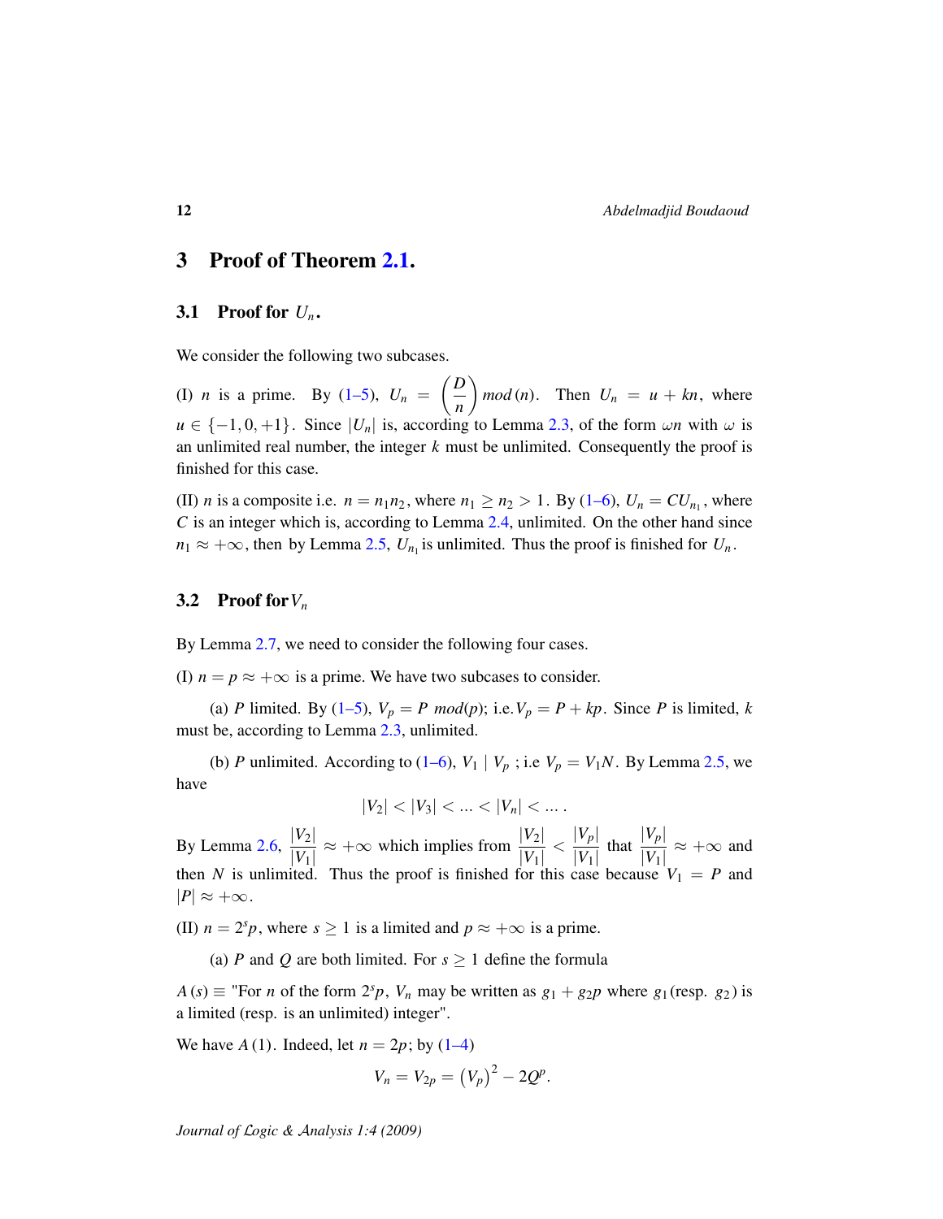## 3 Proof of Theorem 2.1.

### 3.1 Proof for $U_n$.

We consider the following two subcases.

(I) $n$ is a prime. By (1–5), $U_n = \left(\dfrac{D}{n}\right) mod\,(n)$. Then $U_n = u + kn$, where $u \in \{-1, 0, +1\}$. Since $|U_n|$ is, according to Lemma 2.3, of the form $\omega n$ with $\omega$ is an unlimited real number, the integer $k$ must be unlimited. Consequently the proof is finished for this case.

(II) $n$ is a composite i.e. $n = n_1 n_2$, where $n_1 \geq n_2 > 1$. By (1–6), $U_n = CU_{n_1}$, where $C$ is an integer which is, according to Lemma 2.4, unlimited. On the other hand since $n_1 \approx +\infty$, then by Lemma 2.5, $U_{n_1}$ is unlimited. Thus the proof is finished for $U_n$.

### 3.2 Proof for $V_n$

By Lemma 2.7, we need to consider the following four cases.

(I) $n = p \approx +\infty$ is a prime. We have two subcases to consider.

(a) $P$ limited. By (1–5), $V_p = P\ mod(p)$; i.e. $V_p = P + kp$. Since $P$ is limited, $k$ must be, according to Lemma 2.3, unlimited.

(b) $P$ unlimited. According to (1–6), $V_1 \mid V_p$ ; i.e $V_p = V_1 N$. By Lemma 2.5, we have

$$|V_2| < |V_3| < \ldots < |V_n| < \ldots .$$

By Lemma 2.6, $\dfrac{|V_2|}{|V_1|} \approx +\infty$ which implies from $\dfrac{|V_2|}{|V_1|} < \dfrac{|V_p|}{|V_1|}$ that $\dfrac{|V_p|}{|V_1|} \approx +\infty$ and then $N$ is unlimited. Thus the proof is finished for this case because $V_1 = P$ and $|P| \approx +\infty$.

(II) $n = 2^s p$, where $s \geq 1$ is a limited and $p \approx +\infty$ is a prime.

(a) $P$ and $Q$ are both limited. For $s \geq 1$ define the formula

$A\,(s) \equiv$ "For $n$ of the form $2^s p$, $V_n$ may be written as $g_1 + g_2 p$ where $g_1$ (resp. $g_2$) is a limited (resp. is an unlimited) integer".

We have $A\,(1)$. Indeed, let $n = 2p$; by (1–4)

$$V_n = V_{2p} = \left(V_p\right)^2 - 2Q^p.$$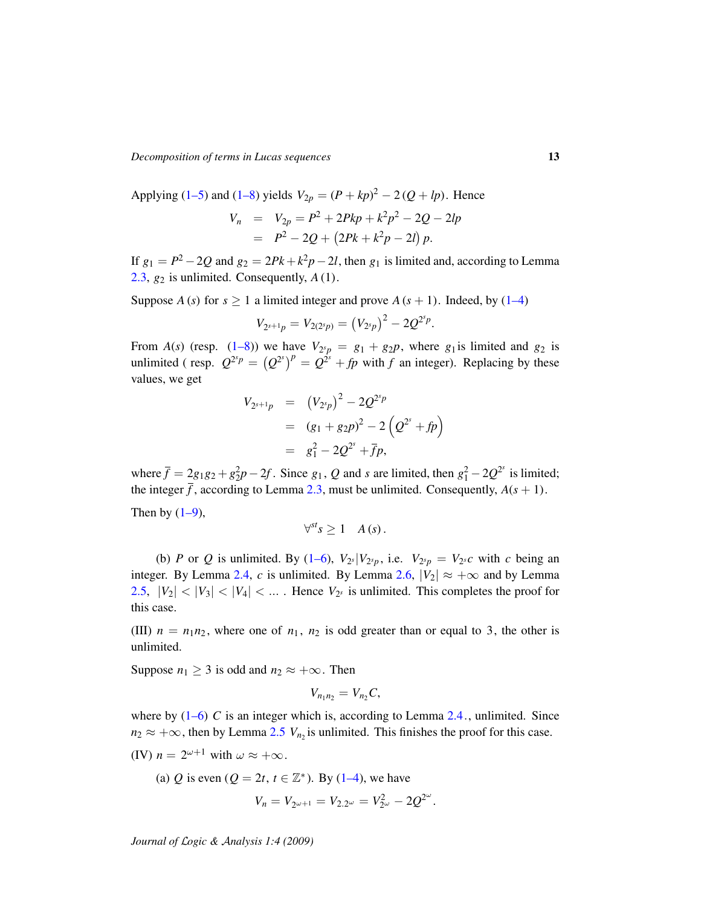Applying (1–5) and (1–8) yields $V_{2p} = (P + kp)^2 - 2(Q + lp)$. Hence

$$\begin{aligned} V_n &= V_{2p} = P^2 + 2Pkp + k^2p^2 - 2Q - 2lp \\ &= P^2 - 2Q + \left(2Pk + k^2p - 2l\right)p. \end{aligned}$$

If $g_1 = P^2 - 2Q$ and $g_2 = 2Pk + k^2p - 2l$, then $g_1$ is limited and, according to Lemma 2.3, $g_2$ is unlimited. Consequently, $A(1)$.

Suppose $A(s)$ for $s \geq 1$ a limited integer and prove $A(s+1)$. Indeed, by (1–4)

$$V_{2^{s+1}p} = V_{2(2^sp)} = \left(V_{2^sp}\right)^2 - 2Q^{2^sp}.$$

From $A(s)$ (resp. (1–8)) we have $V_{2^sp} = g_1 + g_2p$, where $g_1$ is limited and $g_2$ is unlimited ( resp. $Q^{2^sp} = \left(Q^{2^s}\right)^p = Q^{2^s} + fp$ with $f$ an integer). Replacing by these values, we get

$$\begin{aligned} V_{2^{s+1}p} &= \left(V_{2^sp}\right)^2 - 2Q^{2^sp} \\ &= (g_1 + g_2p)^2 - 2\left(Q^{2^s} + fp\right) \\ &= g_1^2 - 2Q^{2^s} + \overline{f}p, \end{aligned}$$

where $\overline{f} = 2g_1g_2 + g_2^2p - 2f$. Since $g_1$, $Q$ and $s$ are limited, then $g_1^2 - 2Q^{2^s}$ is limited; the integer $\overline{f}$, according to Lemma 2.3, must be unlimited. Consequently, $A(s+1)$.

Then by (1–9),

$$\forall^{st} s \geq 1 \quad A(s).$$

(b) $P$ or $Q$ is unlimited. By (1–6), $V_{2^s} | V_{2^sp}$, i.e. $V_{2^sp} = V_{2^s}c$ with $c$ being an integer. By Lemma 2.4, $c$ is unlimited. By Lemma 2.6, $|V_2| \approx +\infty$ and by Lemma 2.5, $|V_2| < |V_3| < |V_4| < \ldots$ . Hence $V_{2^s}$ is unlimited. This completes the proof for this case.

(III) $n = n_1n_2$, where one of $n_1$, $n_2$ is odd greater than or equal to 3, the other is unlimited.

Suppose $n_1 \geq 3$ is odd and $n_2 \approx +\infty$. Then

$$V_{n_1n_2} = V_{n_2}C,$$

where by (1–6) $C$ is an integer which is, according to Lemma 2.4., unlimited. Since $n_2 \approx +\infty$, then by Lemma 2.5 $V_{n_2}$ is unlimited. This finishes the proof for this case.

(IV) $n = 2^{\omega+1}$ with $\omega \approx +\infty$.

(a) $Q$ is even ($Q = 2t$, $t \in \mathbb{Z}^*$). By (1–4), we have

$$V_n = V_{2^{\omega+1}} = V_{2.2^\omega} = V_{2^\omega}^2 - 2Q^{2^\omega}.$$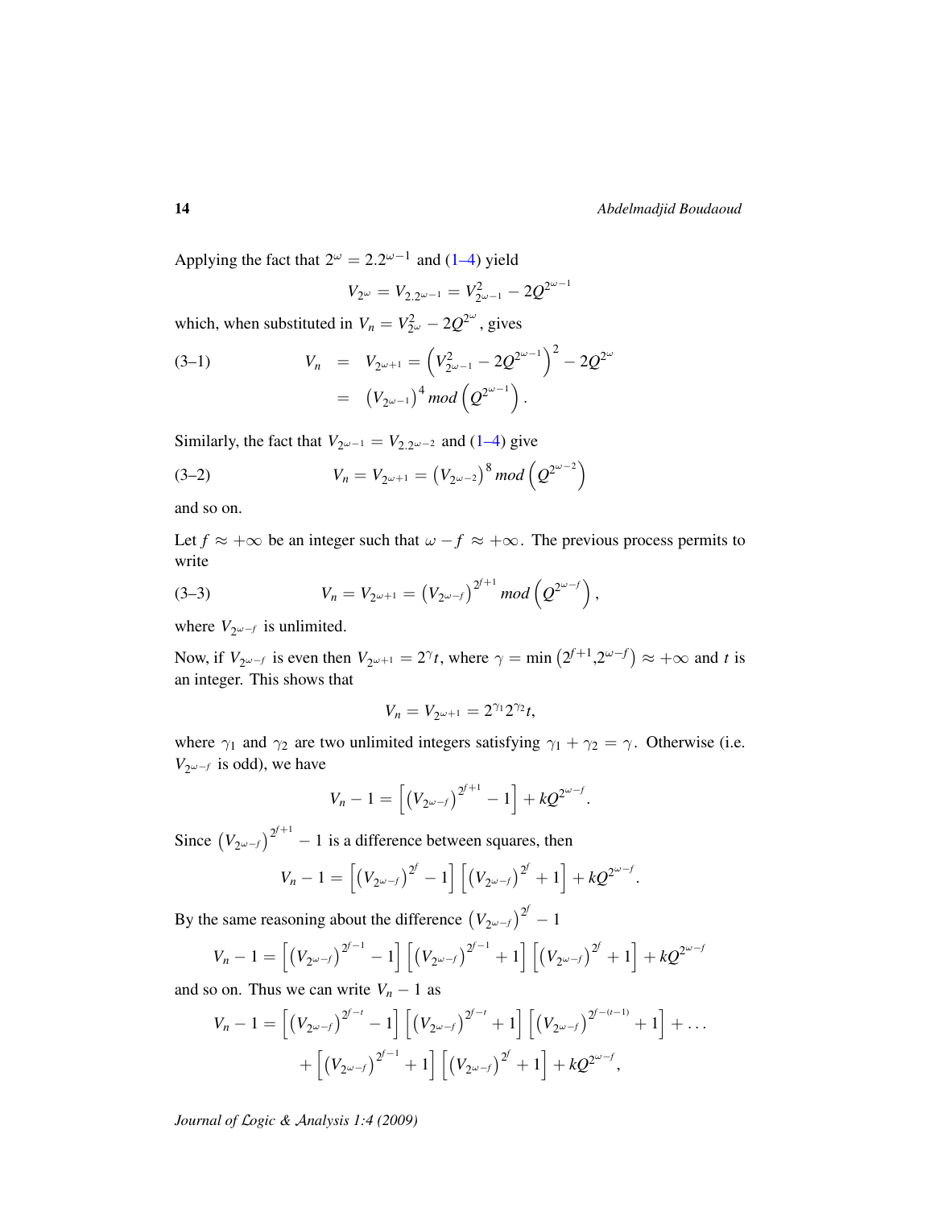Applying the fact that $2^\omega = 2.2^{\omega-1}$ and (1–4) yield

$$V_{2^\omega} = V_{2.2^{\omega-1}} = V_{2^{\omega-1}}^2 - 2Q^{2^{\omega-1}}$$

which, when substituted in $V_n = V_{2^\omega}^2 - 2Q^{2^\omega}$, gives

$$\begin{aligned} V_n &= V_{2^{\omega+1}} = \left(V_{2^{\omega-1}}^2 - 2Q^{2^{\omega-1}}\right)^2 - 2Q^{2^\omega} \\ &= \left(V_{2^{\omega-1}}\right)^4 mod \left(Q^{2^{\omega-1}}\right). \end{aligned} \tag{3–1}$$

Similarly, the fact that $V_{2^{\omega-1}} = V_{2.2^{\omega-2}}$ and (1–4) give

$$V_n = V_{2^{\omega+1}} = \left(V_{2^{\omega-2}}\right)^8 mod \left(Q^{2^{\omega-2}}\right) \tag{3–2}$$

and so on.

Let $f \approx +\infty$ be an integer such that $\omega - f \approx +\infty$. The previous process permits to write

$$V_n = V_{2^{\omega+1}} = \left(V_{2^{\omega-f}}\right)^{2^{f+1}} mod \left(Q^{2^{\omega-f}}\right), \tag{3–3}$$

where $V_{2^{\omega-f}}$ is unlimited.

Now, if $V_{2^{\omega-f}}$ is even then $V_{2^{\omega+1}} = 2^\gamma t$, where $\gamma = \min\left(2^{f+1}, 2^{\omega-f}\right) \approx +\infty$ and $t$ is an integer. This shows that

$$V_n = V_{2^{\omega+1}} = 2^{\gamma_1} 2^{\gamma_2} t,$$

where $\gamma_1$ and $\gamma_2$ are two unlimited integers satisfying $\gamma_1 + \gamma_2 = \gamma$. Otherwise (i.e. $V_{2^{\omega-f}}$ is odd), we have

$$V_n - 1 = \left[\left(V_{2^{\omega-f}}\right)^{2^{f+1}} - 1\right] + kQ^{2^{\omega-f}}.$$

Since $\left(V_{2^{\omega-f}}\right)^{2^{f+1}} - 1$ is a difference between squares, then

$$V_n - 1 = \left[\left(V_{2^{\omega-f}}\right)^{2^f} - 1\right]\left[\left(V_{2^{\omega-f}}\right)^{2^f} + 1\right] + kQ^{2^{\omega-f}}.$$

By the same reasoning about the difference $\left(V_{2^{\omega-f}}\right)^{2^f} - 1$

$$V_n - 1 = \left[\left(V_{2^{\omega-f}}\right)^{2^{f-1}} - 1\right]\left[\left(V_{2^{\omega-f}}\right)^{2^{f-1}} + 1\right]\left[\left(V_{2^{\omega-f}}\right)^{2^f} + 1\right] + kQ^{2^{\omega-f}}$$

and so on. Thus we can write $V_n - 1$ as

$$\begin{aligned} V_n - 1 = &\left[\left(V_{2^{\omega-f}}\right)^{2^{f-t}} - 1\right]\left[\left(V_{2^{\omega-f}}\right)^{2^{f-t}} + 1\right]\left[\left(V_{2^{\omega-f}}\right)^{2^{f-(t-1)}} + 1\right] + \dots \\ &+ \left[\left(V_{2^{\omega-f}}\right)^{2^{f-1}} + 1\right]\left[\left(V_{2^{\omega-f}}\right)^{2^f} + 1\right] + kQ^{2^{\omega-f}}, \end{aligned}$$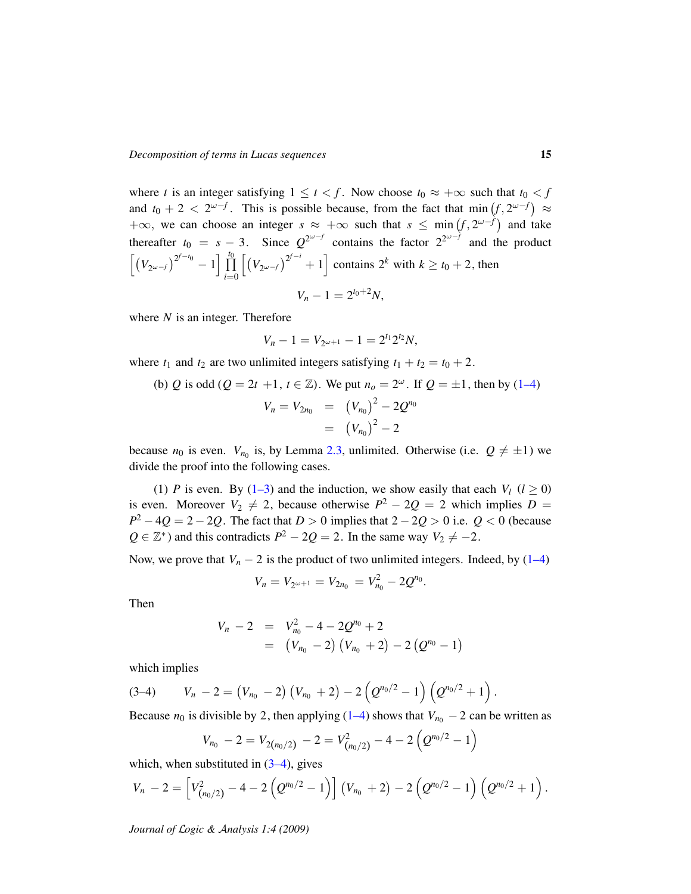where $t$ is an integer satisfying $1 \leq t < f$. Now choose $t_0 \approx +\infty$ such that $t_0 < f$ and $t_0 + 2 < 2^{\omega - f}$. This is possible because, from the fact that $\min\left(f, 2^{\omega-f}\right) \approx +\infty$, we can choose an integer $s \approx +\infty$ such that $s \leq \min\left(f, 2^{\omega-f}\right)$ and take thereafter $t_0 = s - 3$. Since $Q^{2^{\omega-f}}$ contains the factor $2^{2^{\omega-f}}$ and the product $\left[\left(V_{2^{\omega-f}}\right)^{2^{f-t_0}} - 1\right] \prod_{i=0}^{t_0} \left[\left(V_{2^{\omega-f}}\right)^{2^{f-i}} + 1\right]$ contains $2^k$ with $k \geq t_0 + 2$, then

$$V_n - 1 = 2^{t_0+2}N,$$

where $N$ is an integer. Therefore

$$V_n - 1 = V_{2^{\omega+1}} - 1 = 2^{t_1}2^{t_2}N,$$

where $t_1$ and $t_2$ are two unlimited integers satisfying $t_1 + t_2 = t_0 + 2$.

(b) $Q$ is odd ($Q = 2t + 1$, $t \in \mathbb{Z}$). We put $n_o = 2^\omega$. If $Q = \pm 1$, then by (1–4)

$$\begin{aligned} V_n = V_{2n_0} &= \left(V_{n_0}\right)^2 - 2Q^{n_0} \\ &= \left(V_{n_0}\right)^2 - 2 \end{aligned}$$

because $n_0$ is even. $V_{n_0}$ is, by Lemma 2.3, unlimited. Otherwise (i.e. $Q \neq \pm 1$) we divide the proof into the following cases.

(1) $P$ is even. By (1–3) and the induction, we show easily that each $V_l$ $(l \geq 0)$ is even. Moreover $V_2 \neq 2$, because otherwise $P^2 - 2Q = 2$ which implies $D = P^2 - 4Q = 2 - 2Q$. The fact that $D > 0$ implies that $2 - 2Q > 0$ i.e. $Q < 0$ (because $Q \in \mathbb{Z}^*$) and this contradicts $P^2 - 2Q = 2$. In the same way $V_2 \neq -2$.

Now, we prove that $V_n - 2$ is the product of two unlimited integers. Indeed, by (1–4)

$$V_n = V_{2^{\omega+1}} = V_{2n_0} = V_{n_0}^2 - 2Q^{n_0}.$$

Then

$$\begin{aligned} V_n - 2 &= V_{n_0}^2 - 4 - 2Q^{n_0} + 2 \\ &= \left(V_{n_0} - 2\right)\left(V_{n_0} + 2\right) - 2\left(Q^{n_0} - 1\right) \end{aligned}$$

which implies

$$V_n - 2 = \left(V_{n_0} - 2\right)\left(V_{n_0} + 2\right) - 2\left(Q^{n_0/2} - 1\right)\left(Q^{n_0/2} + 1\right). \tag{3–4}$$

Because $n_0$ is divisible by 2, then applying (1–4) shows that $V_{n_0} - 2$ can be written as

$$V_{n_0} - 2 = V_{2(n_0/2)} - 2 = V_{(n_0/2)}^2 - 4 - 2\left(Q^{n_0/2} - 1\right)$$

which, when substituted in (3–4), gives

$$V_n - 2 = \left[V_{(n_0/2)}^2 - 4 - 2\left(Q^{n_0/2} - 1\right)\right]\left(V_{n_0} + 2\right) - 2\left(Q^{n_0/2} - 1\right)\left(Q^{n_0/2} + 1\right).$$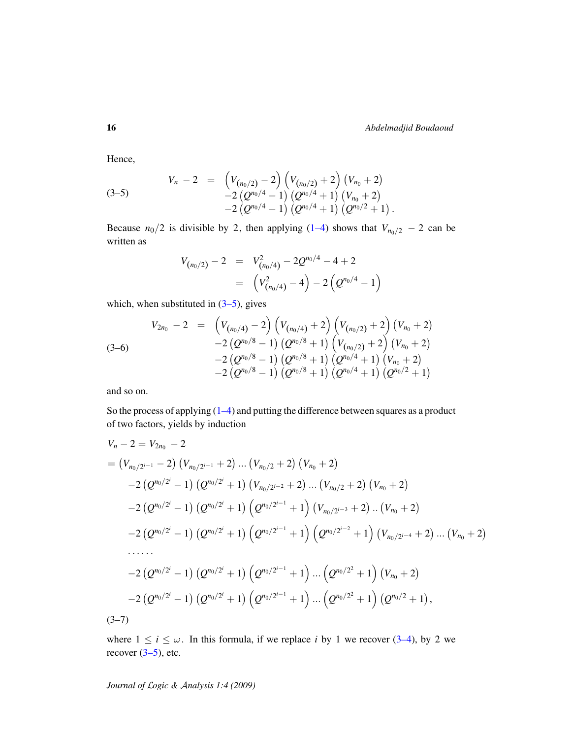Hence,

$$
\text{(3–5)} \qquad
\begin{aligned}
V_n - 2 \;=\; & \left(V_{(n_0/2)} - 2\right)\left(V_{(n_0/2)} + 2\right)\left(V_{n_0} + 2\right) \\
& -2\left(Q^{n_0/4} - 1\right)\left(Q^{n_0/4} + 1\right)\left(V_{n_0} + 2\right) \\
& -2\left(Q^{n_0/4} - 1\right)\left(Q^{n_0/4} + 1\right)\left(Q^{n_0/2} + 1\right).
\end{aligned}
$$

Because $n_0/2$ is divisible by 2, then applying (1–4) shows that $V_{n_0/2} - 2$ can be written as

$$
\begin{aligned}
V_{(n_0/2)} - 2 &= V^2_{(n_0/4)} - 2Q^{n_0/4} - 4 + 2 \\
&= \left(V^2_{(n_0/4)} - 4\right) - 2\left(Q^{n_0/4} - 1\right)
\end{aligned}
$$

which, when substituted in (3–5), gives

$$
\text{(3–6)} \qquad
\begin{aligned}
V_{2n_0} - 2 \;=\; & \left(V_{(n_0/4)} - 2\right)\left(V_{(n_0/4)} + 2\right)\left(V_{(n_0/2)} + 2\right)\left(V_{n_0} + 2\right) \\
& -2\left(Q^{n_0/8} - 1\right)\left(Q^{n_0/8} + 1\right)\left(V_{(n_0/2)} + 2\right)\left(V_{n_0} + 2\right) \\
& -2\left(Q^{n_0/8} - 1\right)\left(Q^{n_0/8} + 1\right)\left(Q^{n_0/4} + 1\right)\left(V_{n_0} + 2\right) \\
& -2\left(Q^{n_0/8} - 1\right)\left(Q^{n_0/8} + 1\right)\left(Q^{n_0/4} + 1\right)\left(Q^{n_0/2} + 1\right)
\end{aligned}
$$

and so on.

So the process of applying (1–4) and putting the difference between squares as a product of two factors, yields by induction

$$
\begin{aligned}
& V_n - 2 = V_{2n_0} - 2 \\
& = \left(V_{n_0/2^{i-1}} - 2\right)\left(V_{n_0/2^{i-1}} + 2\right) \ldots \left(V_{n_0/2} + 2\right)\left(V_{n_0} + 2\right) \\
& \quad -2\left(Q^{n_0/2^i} - 1\right)\left(Q^{n_0/2^i} + 1\right)\left(V_{n_0/2^{i-2}} + 2\right) \ldots \left(V_{n_0/2} + 2\right)\left(V_{n_0} + 2\right) \\
& \quad -2\left(Q^{n_0/2^i} - 1\right)\left(Q^{n_0/2^i} + 1\right)\left(Q^{n_0/2^{i-1}} + 1\right)\left(V_{n_0/2^{i-3}} + 2\right) .. \left(V_{n_0} + 2\right) \\
& \quad -2\left(Q^{n_0/2^i} - 1\right)\left(Q^{n_0/2^i} + 1\right)\left(Q^{n_0/2^{i-1}} + 1\right)\left(Q^{n_0/2^{i-2}} + 1\right)\left(V_{n_0/2^{i-4}} + 2\right) \ldots \left(V_{n_0} + 2\right) \\
& \quad \ldots\ldots \\
& \quad -2\left(Q^{n_0/2^i} - 1\right)\left(Q^{n_0/2^i} + 1\right)\left(Q^{n_0/2^{i-1}} + 1\right) \ldots \left(Q^{n_0/2^2} + 1\right)\left(V_{n_0} + 2\right) \\
& \quad -2\left(Q^{n_0/2^i} - 1\right)\left(Q^{n_0/2^i} + 1\right)\left(Q^{n_0/2^{i-1}} + 1\right) \ldots \left(Q^{n_0/2^2} + 1\right)\left(Q^{n_0/2} + 1\right),
\end{aligned}
$$

(3–7)

where $1 \leq i \leq \omega$. In this formula, if we replace $i$ by 1 we recover (3–4), by 2 we recover (3–5), etc.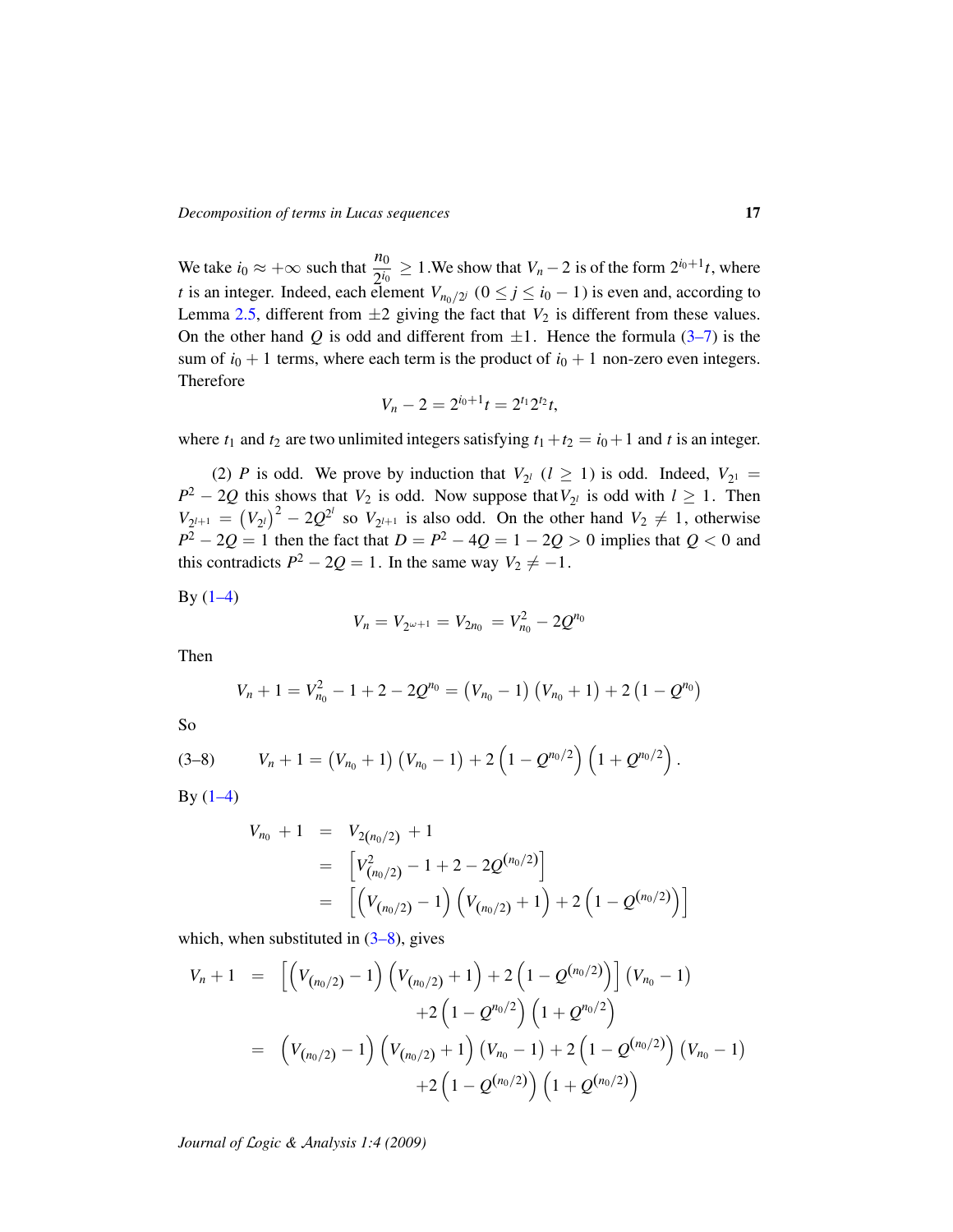We take $i_0 \approx +\infty$ such that $\frac{n_0}{2^{i_0}} \geq 1$.We show that $V_n - 2$ is of the form $2^{i_0+1}t$, where $t$ is an integer. Indeed, each element $V_{n_0/2^j}$ $(0 \leq j \leq i_0 - 1)$ is even and, according to Lemma 2.5, different from $\pm 2$ giving the fact that $V_2$ is different from these values. On the other hand $Q$ is odd and different from $\pm 1$. Hence the formula (3–7) is the sum of $i_0 + 1$ terms, where each term is the product of $i_0 + 1$ non-zero even integers. Therefore

$$V_n - 2 = 2^{i_0+1}t = 2^{t_1}2^{t_2}t,$$

where $t_1$ and $t_2$ are two unlimited integers satisfying $t_1 + t_2 = i_0 + 1$ and $t$ is an integer.

(2) $P$ is odd. We prove by induction that $V_{2^l}$ $(l \geq 1)$ is odd. Indeed, $V_{2^1} = P^2 - 2Q$ this shows that $V_2$ is odd. Now suppose that $V_{2^l}$ is odd with $l \geq 1$. Then $V_{2^{l+1}} = \left(V_{2^l}\right)^2 - 2Q^{2^l}$ so $V_{2^{l+1}}$ is also odd. On the other hand $V_2 \neq 1$, otherwise $P^2 - 2Q = 1$ then the fact that $D = P^2 - 4Q = 1 - 2Q > 0$ implies that $Q < 0$ and this contradicts $P^2 - 2Q = 1$. In the same way $V_2 \neq -1$.

By (1–4)

$$V_n = V_{2^{\omega+1}} = V_{2n_0} = V_{n_0}^2 - 2Q^{n_0}$$

Then

$$V_n + 1 = V_{n_0}^2 - 1 + 2 - 2Q^{n_0} = \left(V_{n_0} - 1\right)\left(V_{n_0} + 1\right) + 2\left(1 - Q^{n_0}\right)$$

So

$$V_n + 1 = \left(V_{n_0} + 1\right)\left(V_{n_0} - 1\right) + 2\left(1 - Q^{n_0/2}\right)\left(1 + Q^{n_0/2}\right). \tag{3–8}$$

By (1–4)

$$\begin{aligned}
V_{n_0} + 1 &= V_{2(n_0/2)} + 1 \\
&= \left[V_{(n_0/2)}^2 - 1 + 2 - 2Q^{(n_0/2)}\right] \\
&= \left[\left(V_{(n_0/2)} - 1\right)\left(V_{(n_0/2)} + 1\right) + 2\left(1 - Q^{(n_0/2)}\right)\right]
\end{aligned}$$

which, when substituted in (3–8), gives

$$\begin{aligned}
V_n + 1 &= \left[\left(V_{(n_0/2)} - 1\right)\left(V_{(n_0/2)} + 1\right) + 2\left(1 - Q^{(n_0/2)}\right)\right]\left(V_{n_0} - 1\right) \\
&\qquad + 2\left(1 - Q^{n_0/2}\right)\left(1 + Q^{n_0/2}\right) \\
&= \left(V_{(n_0/2)} - 1\right)\left(V_{(n_0/2)} + 1\right)\left(V_{n_0} - 1\right) + 2\left(1 - Q^{(n_0/2)}\right)\left(V_{n_0} - 1\right) \\
&\qquad + 2\left(1 - Q^{(n_0/2)}\right)\left(1 + Q^{(n_0/2)}\right)
\end{aligned}$$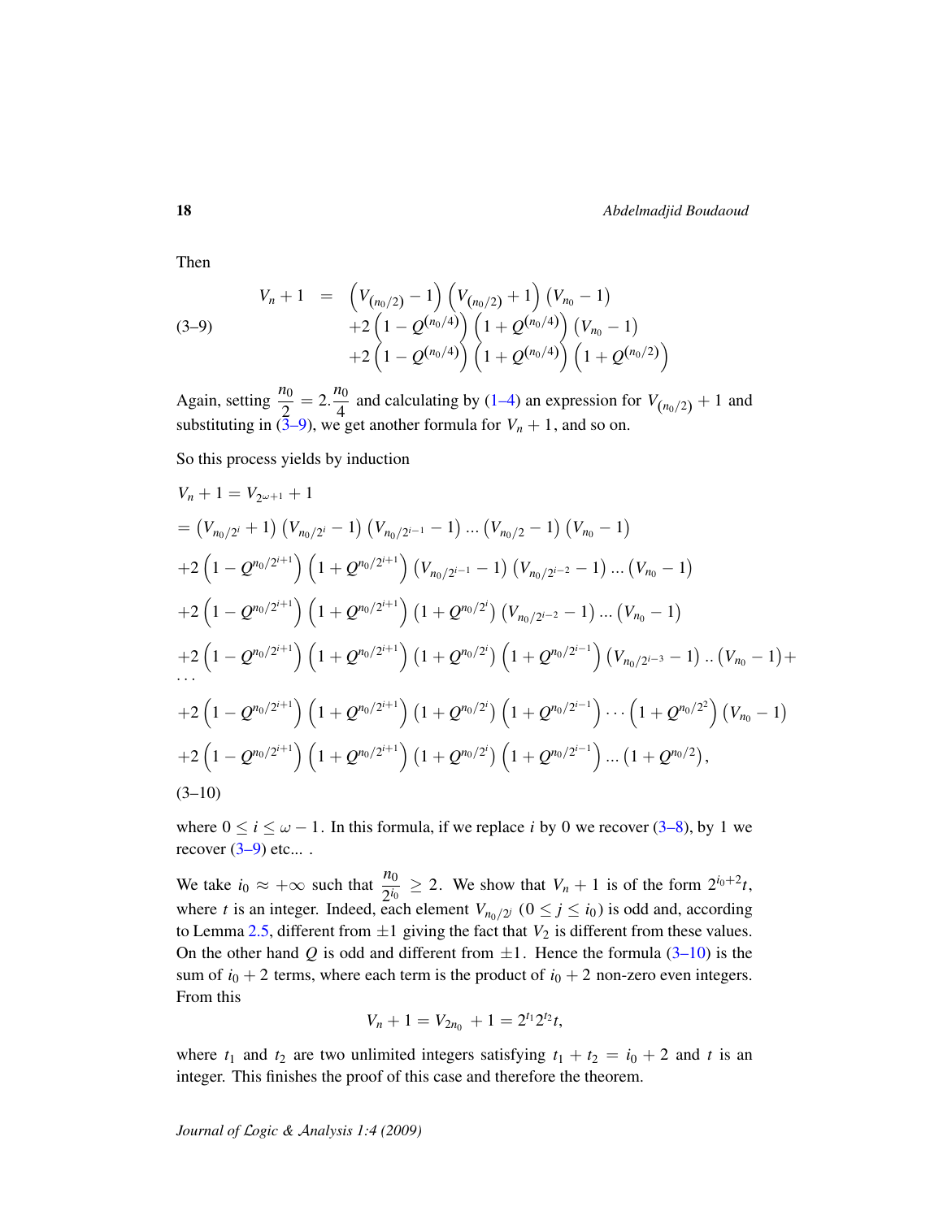Then

$$
\begin{aligned}
V_n + 1 \;=\; & \left(V_{(n_0/2)} - 1\right)\left(V_{(n_0/2)} + 1\right)\left(V_{n_0} - 1\right) \\
& +2\left(1 - Q^{(n_0/4)}\right)\left(1 + Q^{(n_0/4)}\right)\left(V_{n_0} - 1\right) \\
& +2\left(1 - Q^{(n_0/4)}\right)\left(1 + Q^{(n_0/4)}\right)\left(1 + Q^{(n_0/2)}\right)
\end{aligned}
\tag{3–9}
$$

Again, setting $\dfrac{n_0}{2} = 2.\dfrac{n_0}{4}$ and calculating by (1–4) an expression for $V_{(n_0/2)} + 1$ and substituting in (3–9), we get another formula for $V_n + 1$, and so on.

So this process yields by induction

$$
\begin{aligned}
& V_n + 1 = V_{2^{\omega+1}} + 1 \\
& = \left(V_{n_0/2^i} + 1\right)\left(V_{n_0/2^i} - 1\right)\left(V_{n_0/2^{i-1}} - 1\right)\ldots\left(V_{n_0/2} - 1\right)\left(V_{n_0} - 1\right) \\
& +2\left(1 - Q^{n_0/2^{i+1}}\right)\left(1 + Q^{n_0/2^{i+1}}\right)\left(V_{n_0/2^{i-1}} - 1\right)\left(V_{n_0/2^{i-2}} - 1\right)\ldots\left(V_{n_0} - 1\right) \\
& +2\left(1 - Q^{n_0/2^{i+1}}\right)\left(1 + Q^{n_0/2^{i+1}}\right)\left(1 + Q^{n_0/2^{i}}\right)\left(V_{n_0/2^{i-2}} - 1\right)\ldots\left(V_{n_0} - 1\right) \\
& +2\left(1 - Q^{n_0/2^{i+1}}\right)\left(1 + Q^{n_0/2^{i+1}}\right)\left(1 + Q^{n_0/2^{i}}\right)\left(1 + Q^{n_0/2^{i-1}}\right)\left(V_{n_0/2^{i-3}} - 1\right)..\left(V_{n_0} - 1\right) + \\
& \cdots \\
& +2\left(1 - Q^{n_0/2^{i+1}}\right)\left(1 + Q^{n_0/2^{i+1}}\right)\left(1 + Q^{n_0/2^{i}}\right)\left(1 + Q^{n_0/2^{i-1}}\right)\cdots\left(1 + Q^{n_0/2^{2}}\right)\left(V_{n_0} - 1\right) \\
& +2\left(1 - Q^{n_0/2^{i+1}}\right)\left(1 + Q^{n_0/2^{i+1}}\right)\left(1 + Q^{n_0/2^{i}}\right)\left(1 + Q^{n_0/2^{i-1}}\right)\ldots\left(1 + Q^{n_0/2}\right),
\end{aligned}
\tag{3–10}
$$

where $0 \le i \le \omega - 1$. In this formula, if we replace $i$ by 0 we recover (3–8), by 1 we recover (3–9) etc... .

We take $i_0 \approx +\infty$ such that $\dfrac{n_0}{2^{i_0}} \ge 2$. We show that $V_n + 1$ is of the form $2^{i_0+2}t$, where $t$ is an integer. Indeed, each element $V_{n_0/2^j}$ $(0 \le j \le i_0)$ is odd and, according to Lemma 2.5, different from $\pm 1$ giving the fact that $V_2$ is different from these values. On the other hand $Q$ is odd and different from $\pm 1$. Hence the formula (3–10) is the sum of $i_0 + 2$ terms, where each term is the product of $i_0 + 2$ non-zero even integers. From this

$$
V_n + 1 = V_{2n_0} + 1 = 2^{t_1}2^{t_2}t,
$$

where $t_1$ and $t_2$ are two unlimited integers satisfying $t_1 + t_2 = i_0 + 2$ and $t$ is an integer. This finishes the proof of this case and therefore the theorem.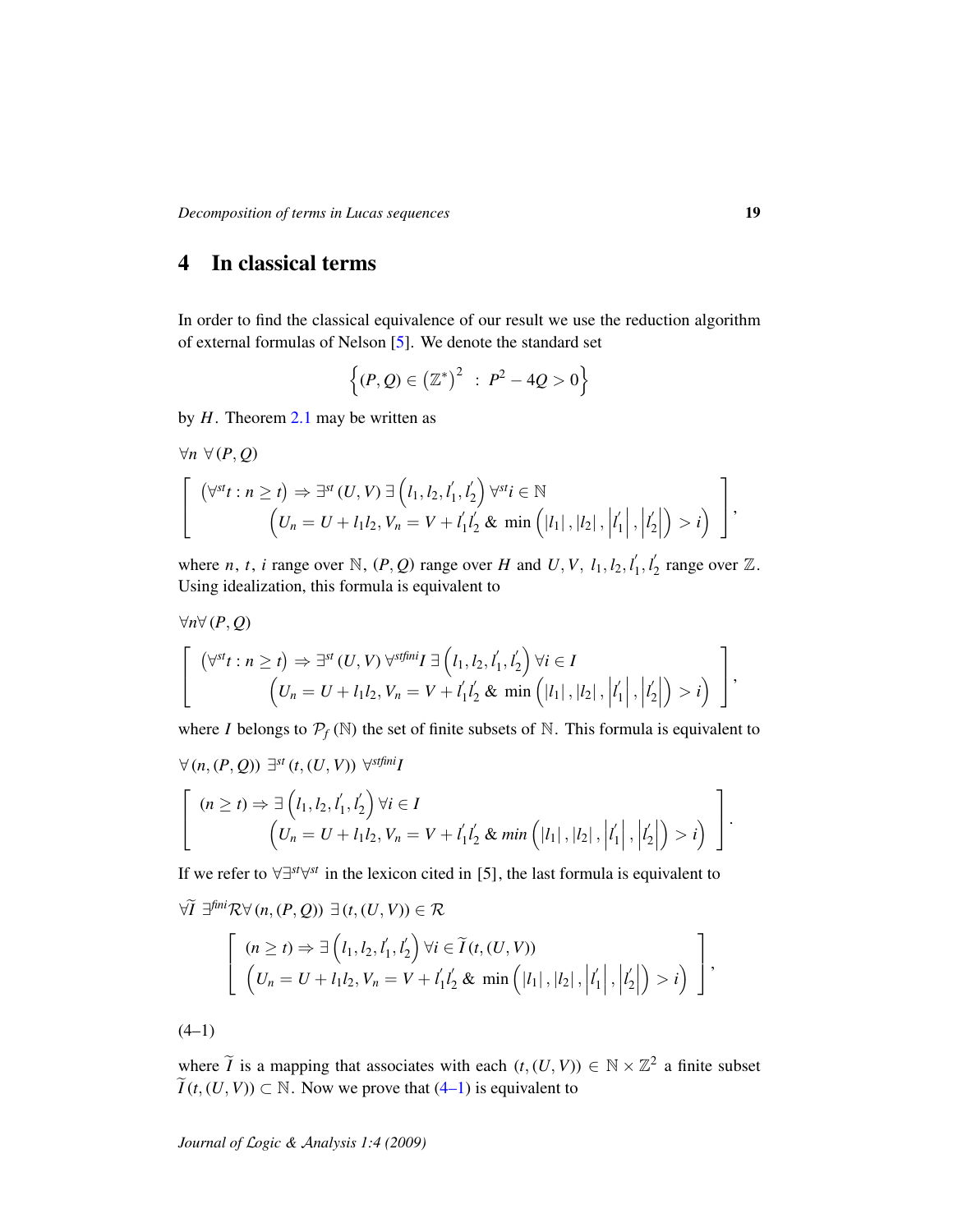## 4 In classical terms

In order to find the classical equivalence of our result we use the reduction algorithm of external formulas of Nelson [5]. We denote the standard set

$$\left\{(P,Q)\in\left(\mathbb{Z}^{*}\right)^{2}\ :\ P^{2}-4Q>0\right\}$$

by $H$. Theorem 2.1 may be written as

$$\forall n\ \forall(P,Q)\left[\begin{array}{l}\left(\forall^{st}t:n\geq t\right)\Rightarrow\exists^{st}(U,V)\,\exists\left(l_1,l_2,l_1^{'},l_2^{'}\right)\forall^{st}i\in\mathbb{N}\\ \qquad\left(U_n=U+l_1l_2,V_n=V+l_1^{'}l_2^{'}\ \&\ \min\left(\left|l_1\right|,\left|l_2\right|,\left|l_1^{'}\right|,\left|l_2^{'}\right|\right)>i\right)\end{array}\right],$$

where $n$, $t$, $i$ range over $\mathbb{N}$, $(P,Q)$ range over $H$ and $U,V,\ l_1,l_2,l_1^{'},l_2^{'}$ range over $\mathbb{Z}$. Using idealization, this formula is equivalent to

$$\forall n\forall(P,Q)\left[\begin{array}{l}\left(\forall^{st}t:n\geq t\right)\Rightarrow\exists^{st}(U,V)\,\forall^{stfini}I\,\exists\left(l_1,l_2,l_1^{'},l_2^{'}\right)\forall i\in I\\ \qquad\left(U_n=U+l_1l_2,V_n=V+l_1^{'}l_2^{'}\ \&\ \min\left(\left|l_1\right|,\left|l_2\right|,\left|l_1^{'}\right|,\left|l_2^{'}\right|\right)>i\right)\end{array}\right],$$

where $I$ belongs to $\mathcal{P}_f(\mathbb{N})$ the set of finite subsets of $\mathbb{N}$. This formula is equivalent to

$$\forall(n,(P,Q))\ \exists^{st}(t,(U,V))\ \forall^{stfini}I\left[\begin{array}{l}(n\geq t)\Rightarrow\exists\left(l_1,l_2,l_1^{'},l_2^{'}\right)\forall i\in I\\ \qquad\left(U_n=U+l_1l_2,V_n=V+l_1^{'}l_2^{'}\ \&\ min\left(\left|l_1\right|,\left|l_2\right|,\left|l_1^{'}\right|,\left|l_2^{'}\right|\right)>i\right)\end{array}\right].$$

If we refer to $\forall\exists^{st}\forall^{st}$ in the lexicon cited in [5], the last formula is equivalent to

$$\forall\widetilde{I}\ \exists^{fini}\mathcal{R}\forall(n,(P,Q))\ \exists(t,(U,V))\in\mathcal{R}\left[\begin{array}{l}(n\geq t)\Rightarrow\exists\left(l_1,l_2,l_1^{'},l_2^{'}\right)\forall i\in\widetilde{I}(t,(U,V))\\ \left(U_n=U+l_1l_2,V_n=V+l_1^{'}l_2^{'}\ \&\ \min\left(\left|l_1\right|,\left|l_2\right|,\left|l_1^{'}\right|,\left|l_2^{'}\right|\right)>i\right)\end{array}\right],$$

(4–1)

where $\widetilde{I}$ is a mapping that associates with each $(t,(U,V))\in\mathbb{N}\times\mathbb{Z}^2$ a finite subset $\widetilde{I}(t,(U,V))\subset\mathbb{N}$. Now we prove that (4–1) is equivalent to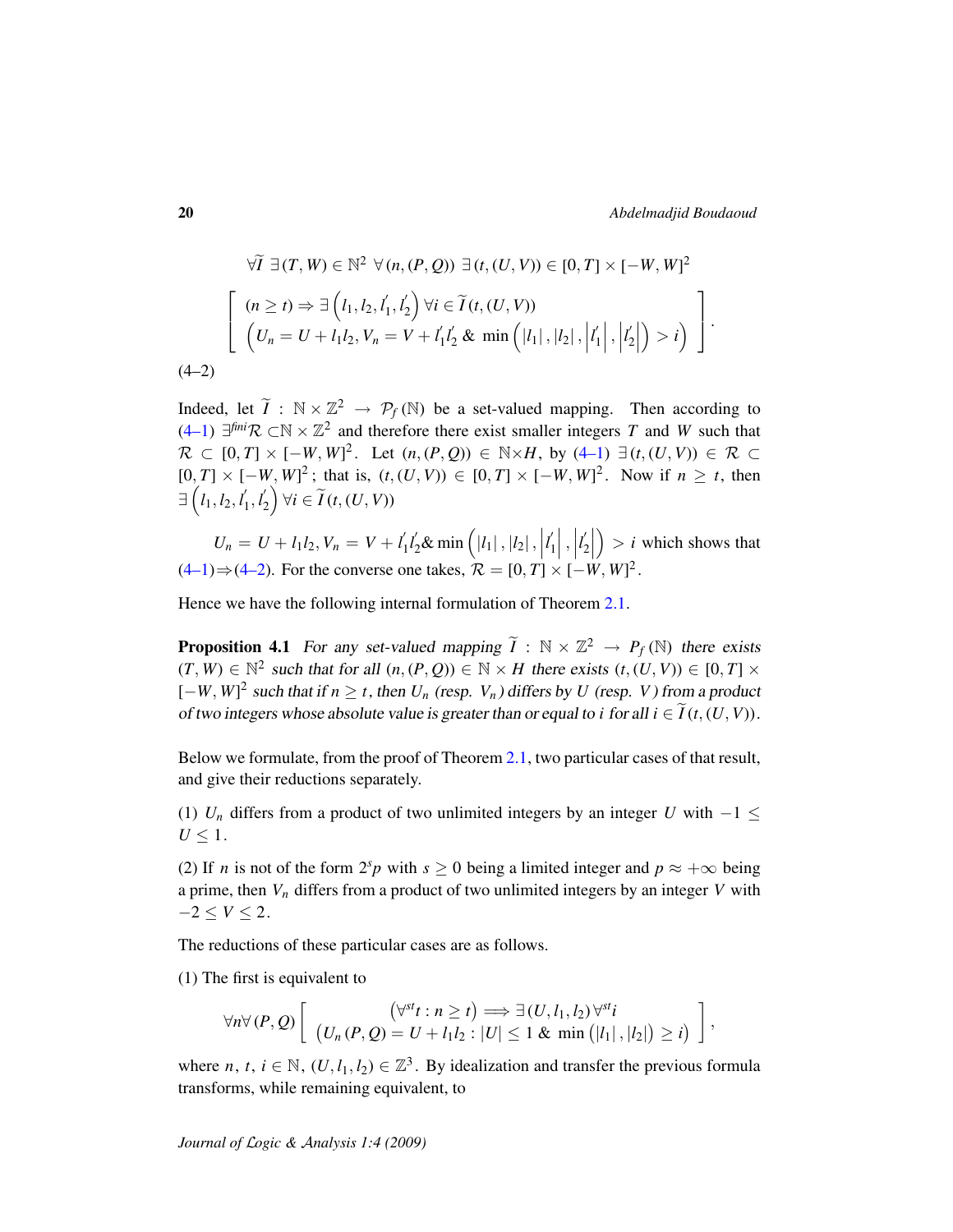$$\forall \widetilde{I}\ \exists (T,W) \in \mathbb{N}^2\ \forall (n,(P,Q))\ \exists (t,(U,V)) \in [0,T] \times [-W,W]^2$$
$$\left[ \begin{array}{c} (n \geq t) \Rightarrow \exists \left(l_1, l_2, l_1^{'}, l_2^{'}\right) \forall i \in \widetilde{I}(t,(U,V)) \\ \left(U_n = U + l_1 l_2, V_n = V + l_1^{'} l_2^{'}\ \&\ \min\left(|l_1|, |l_2|, \left|l_1^{'}\right|, \left|l_2^{'}\right|\right) > i\right) \end{array} \right].$$

(4–2)

Indeed, let $\widetilde{I} : \mathbb{N} \times \mathbb{Z}^2 \to \mathcal{P}_f(\mathbb{N})$ be a set-valued mapping. Then according to (4–1) $\exists^{fini}\mathcal{R} \subset \mathbb{N} \times \mathbb{Z}^2$ and therefore there exist smaller integers $T$ and $W$ such that $\mathcal{R} \subset [0,T] \times [-W,W]^2$. Let $(n,(P,Q)) \in \mathbb{N} \times H$, by (4–1) $\exists (t,(U,V)) \in \mathcal{R} \subset [0,T] \times [-W,W]^2$; that is, $(t,(U,V)) \in [0,T] \times [-W,W]^2$. Now if $n \geq t$, then $\exists \left(l_1, l_2, l_1^{'}, l_2^{'}\right) \forall i \in \widetilde{I}(t,(U,V))$

$U_n = U + l_1 l_2, V_n = V + l_1^{'} l_2^{'} \& \min\left(|l_1|, |l_2|, \left|l_1^{'}\right|, \left|l_2^{'}\right|\right) > i$ which shows that (4–1)$\Rightarrow$(4–2). For the converse one takes, $\mathcal{R} = [0,T] \times [-W,W]^2$.

Hence we have the following internal formulation of Theorem 2.1.

**Proposition 4.1** *For any set-valued mapping $\widetilde{I} : \mathbb{N} \times \mathbb{Z}^2 \to P_f(\mathbb{N})$ there exists $(T,W) \in \mathbb{N}^2$ such that for all $(n,(P,Q)) \in \mathbb{N} \times H$ there exists $(t,(U,V)) \in [0,T] \times [-W,W]^2$ such that if $n \geq t$, then $U_n$ (resp. $V_n$) differs by $U$ (resp. $V$) from a product of two integers whose absolute value is greater than or equal to $i$ for all $i \in \widetilde{I}(t,(U,V))$.*

Below we formulate, from the proof of Theorem 2.1, two particular cases of that result, and give their reductions separately.

(1) $U_n$ differs from a product of two unlimited integers by an integer $U$ with $-1 \leq U \leq 1$.

(2) If $n$ is not of the form $2^s p$ with $s \geq 0$ being a limited integer and $p \approx +\infty$ being a prime, then $V_n$ differs from a product of two unlimited integers by an integer $V$ with $-2 \leq V \leq 2$.

The reductions of these particular cases are as follows.

(1) The first is equivalent to

$$\forall n \forall (P,Q) \left[ \begin{array}{c} \left(\forall^{st} t : n \geq t\right) \Longrightarrow \exists (U, l_1, l_2) \forall^{st} i \\ \left(U_n(P,Q) = U + l_1 l_2 : |U| \leq 1\ \&\ \min\left(|l_1|, |l_2|\right) \geq i\right) \end{array} \right],$$

where $n$, $t$, $i \in \mathbb{N}$, $(U, l_1, l_2) \in \mathbb{Z}^3$. By idealization and transfer the previous formula transforms, while remaining equivalent, to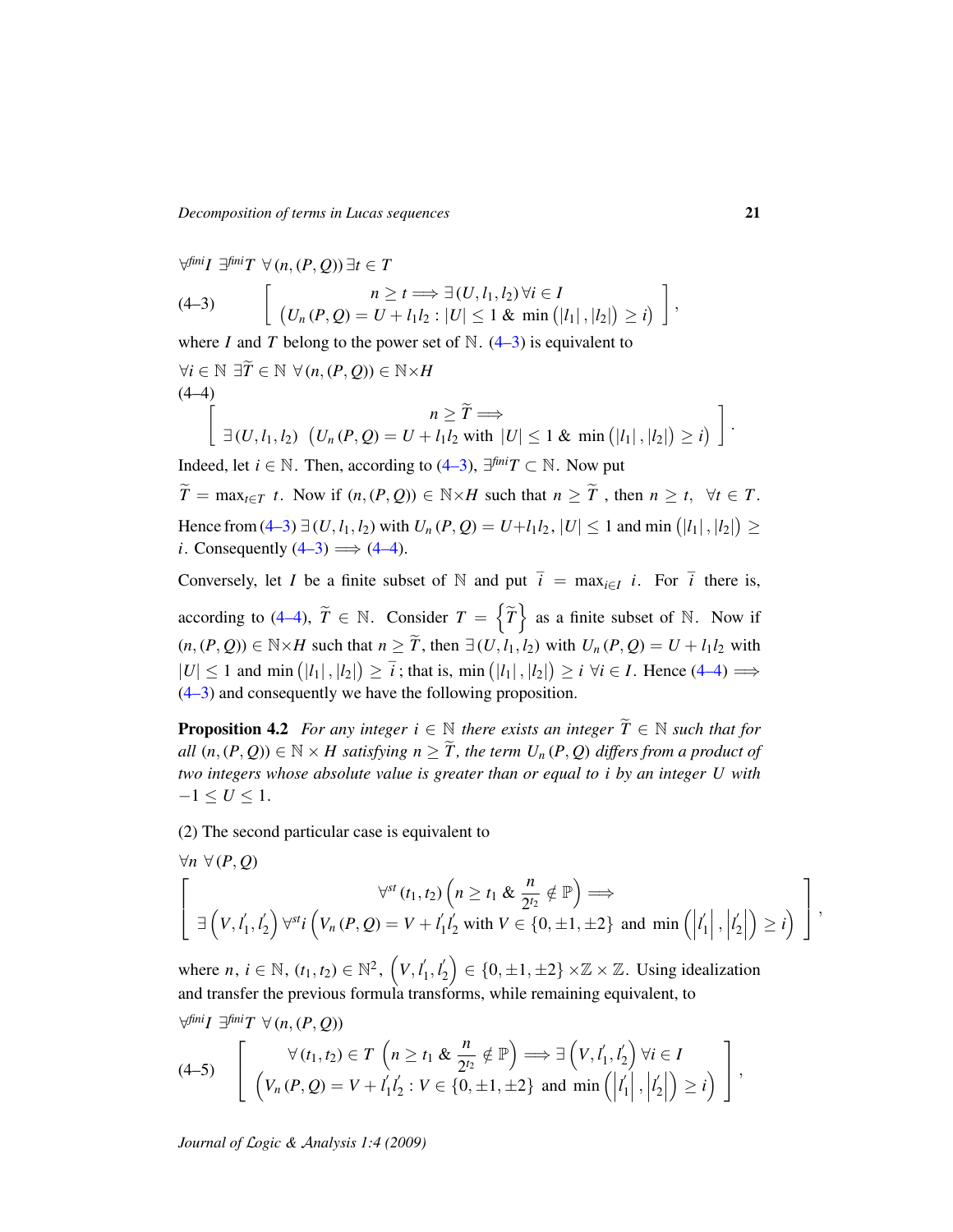$$\forall^{fini} I \;\exists^{fini} T \;\forall (n,(P,Q))\, \exists t \in T$$

$$\left[\begin{array}{c} n \geq t \Longrightarrow \exists (U, l_1, l_2)\, \forall i \in I \\ \left(U_n(P,Q) = U + l_1 l_2 : |U| \leq 1 \;\&\; \min\left(|l_1|, |l_2|\right) \geq i\right) \end{array}\right], \tag{4–3}$$

where $I$ and $T$ belong to the power set of $\mathbb{N}$. (4–3) is equivalent to

$$\forall i \in \mathbb{N} \;\exists \widetilde{T} \in \mathbb{N} \;\forall (n,(P,Q)) \in \mathbb{N}\times H$$

$$\left[\begin{array}{c} n \geq \widetilde{T} \Longrightarrow \\ \exists (U, l_1, l_2) \;\left(U_n(P,Q) = U + l_1 l_2 \text{ with } |U| \leq 1 \;\&\; \min\left(|l_1|, |l_2|\right) \geq i\right) \end{array}\right]. \tag{4–4}$$

Indeed, let $i \in \mathbb{N}$. Then, according to (4–3), $\exists^{fini} T \subset \mathbb{N}$. Now put $\widetilde{T} = \max_{t\in T}\; t$. Now if $(n,(P,Q)) \in \mathbb{N}\times H$ such that $n \geq \widetilde{T}$ , then $n \geq t,\;\; \forall t \in T$. Hence from (4–3) $\exists (U, l_1, l_2)$ with $U_n(P,Q) = U + l_1 l_2$, $|U| \leq 1$ and $\min\left(|l_1|, |l_2|\right) \geq i$. Consequently (4–3) $\Longrightarrow$ (4–4).

Conversely, let $I$ be a finite subset of $\mathbb{N}$ and put $\bar{i} = \max_{i\in I}\; i$. For $\bar{i}$ there is, according to (4–4), $\widetilde{T} \in \mathbb{N}$. Consider $T = \left\{\widetilde{T}\right\}$ as a finite subset of $\mathbb{N}$. Now if $(n,(P,Q)) \in \mathbb{N}\times H$ such that $n \geq \widetilde{T}$, then $\exists (U, l_1, l_2)$ with $U_n(P,Q) = U + l_1 l_2$ with $|U| \leq 1$ and $\min\left(|l_1|, |l_2|\right) \geq \bar{i}$ ; that is, $\min\left(|l_1|, |l_2|\right) \geq i \;\forall i \in I$. Hence (4–4) $\Longrightarrow$ (4–3) and consequently we have the following proposition.

**Proposition 4.2** *For any integer $i \in \mathbb{N}$ there exists an integer $\widetilde{T} \in \mathbb{N}$ such that for all $(n,(P,Q)) \in \mathbb{N}\times H$ satisfying $n \geq \widetilde{T}$, the term $U_n(P,Q)$ differs from a product of two integers whose absolute value is greater than or equal to $i$ by an integer $U$ with $-1 \leq U \leq 1$.*

(2) The second particular case is equivalent to

$$\forall n \;\forall (P,Q)$$

$$\left[\begin{array}{c} \forall^{st} (t_1,t_2) \left(n \geq t_1 \;\&\; \dfrac{n}{2^{t_2}} \notin \mathbb{P}\right) \Longrightarrow \\ \exists \left(V, l_1', l_2'\right) \forall^{st} i \left(V_n(P,Q) = V + l_1' l_2' \text{ with } V \in \{0, \pm 1, \pm 2\} \text{ and } \min\left(\left|l_1'\right|, \left|l_2'\right|\right) \geq i\right) \end{array}\right],$$

where $n,\, i \in \mathbb{N}$, $(t_1,t_2) \in \mathbb{N}^2$, $\left(V, l_1', l_2'\right) \in \{0, \pm 1, \pm 2\} \times \mathbb{Z} \times \mathbb{Z}$. Using idealization and transfer the previous formula transforms, while remaining equivalent, to

$$\forall^{fini} I \;\exists^{fini} T \;\forall (n,(P,Q))$$

$$\left[\begin{array}{c} \forall (t_1,t_2) \in T \;\left(n \geq t_1 \;\&\; \dfrac{n}{2^{t_2}} \notin \mathbb{P}\right) \Longrightarrow \exists \left(V, l_1', l_2'\right) \forall i \in I \\ \left(V_n(P,Q) = V + l_1' l_2' : V \in \{0, \pm 1, \pm 2\} \text{ and } \min\left(\left|l_1'\right|, \left|l_2'\right|\right) \geq i\right) \end{array}\right], \tag{4–5}$$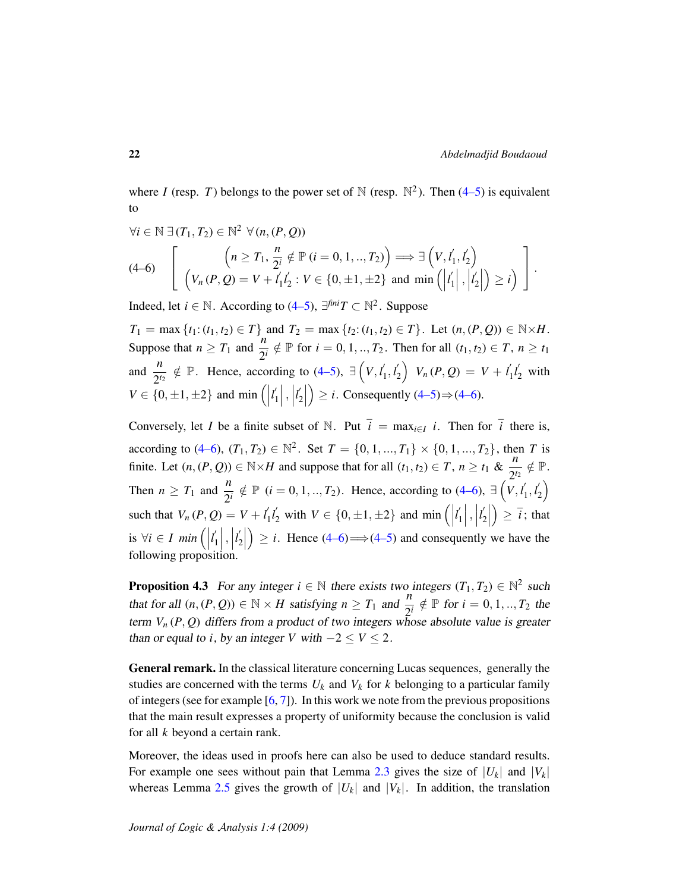where $I$ (resp. $T$) belongs to the power set of $\mathbb{N}$ (resp. $\mathbb{N}^2$). Then (4–5) is equivalent to

$$\forall i \in \mathbb{N}\ \exists (T_1, T_2) \in \mathbb{N}^2\ \forall (n, (P,Q))$$

$$\text{(4–6)}\quad \left[ \begin{array}{c} \left(n \geq T_1, \dfrac{n}{2^i} \notin \mathbb{P}\ (i = 0, 1, .., T_2)\right) \Longrightarrow \exists \left(V, l_1^{'}, l_2^{'}\right) \\ \left(V_n(P,Q) = V + l_1^{'} l_2^{'} : V \in \{0, \pm 1, \pm 2\} \text{ and } \min\left(\left|l_1^{'}\right|, \left|l_2^{'}\right|\right) \geq i\right) \end{array} \right].$$

Indeed, let $i \in \mathbb{N}$. According to (4–5), $\exists^{fini} T \subset \mathbb{N}^2$. Suppose

$T_1 = \max\{t_1 : (t_1, t_2) \in T\}$ and $T_2 = \max\{t_2 : (t_1, t_2) \in T\}$. Let $(n, (P,Q)) \in \mathbb{N} \times H$. Suppose that $n \geq T_1$ and $\dfrac{n}{2^i} \notin \mathbb{P}$ for $i = 0, 1, .., T_2$. Then for all $(t_1, t_2) \in T$, $n \geq t_1$ and $\dfrac{n}{2^{t_2}} \notin \mathbb{P}$. Hence, according to (4–5), $\exists \left(V, l_1^{'}, l_2^{'}\right)$ $V_n(P,Q) = V + l_1^{'} l_2^{'}$ with $V \in \{0, \pm 1, \pm 2\}$ and $\min\left(\left|l_1^{'}\right|, \left|l_2^{'}\right|\right) \geq i$. Consequently (4–5)$\Rightarrow$(4–6).

Conversely, let $I$ be a finite subset of $\mathbb{N}$. Put $\overline{i} = \max_{i \in I} i$. Then for $\overline{i}$ there is, according to (4–6), $(T_1, T_2) \in \mathbb{N}^2$. Set $T = \{0, 1, ..., T_1\} \times \{0, 1, ..., T_2\}$, then $T$ is finite. Let $(n, (P,Q)) \in \mathbb{N} \times H$ and suppose that for all $(t_1, t_2) \in T$, $n \geq t_1$ & $\dfrac{n}{2^{t_2}} \notin \mathbb{P}$. Then $n \geq T_1$ and $\dfrac{n}{2^i} \notin \mathbb{P}$ $(i = 0, 1, .., T_2)$. Hence, according to (4–6), $\exists \left(V, l_1^{'}, l_2^{'}\right)$ such that $V_n(P,Q) = V + l_1^{'} l_2^{'}$ with $V \in \{0, \pm 1, \pm 2\}$ and $\min\left(\left|l_1^{'}\right|, \left|l_2^{'}\right|\right) \geq \overline{i}$; that is $\forall i \in I$ $\min\left(\left|l_1^{'}\right|, \left|l_2^{'}\right|\right) \geq i$. Hence (4–6)$\Longrightarrow$(4–5) and consequently we have the following proposition.

**Proposition 4.3** *For any integer $i \in \mathbb{N}$ there exists two integers $(T_1, T_2) \in \mathbb{N}^2$ such that for all $(n, (P,Q)) \in \mathbb{N} \times H$ satisfying $n \geq T_1$ and $\dfrac{n}{2^i} \notin \mathbb{P}$ for $i = 0, 1, .., T_2$ the term $V_n(P,Q)$ differs from a product of two integers whose absolute value is greater than or equal to $i$, by an integer $V$ with $-2 \leq V \leq 2$.*

**General remark.** In the classical literature concerning Lucas sequences, generally the studies are concerned with the terms $U_k$ and $V_k$ for $k$ belonging to a particular family of integers (see for example [6, 7]). In this work we note from the previous propositions that the main result expresses a property of uniformity because the conclusion is valid for all $k$ beyond a certain rank.

Moreover, the ideas used in proofs here can also be used to deduce standard results. For example one sees without pain that Lemma 2.3 gives the size of $|U_k|$ and $|V_k|$ whereas Lemma 2.5 gives the growth of $|U_k|$ and $|V_k|$. In addition, the translation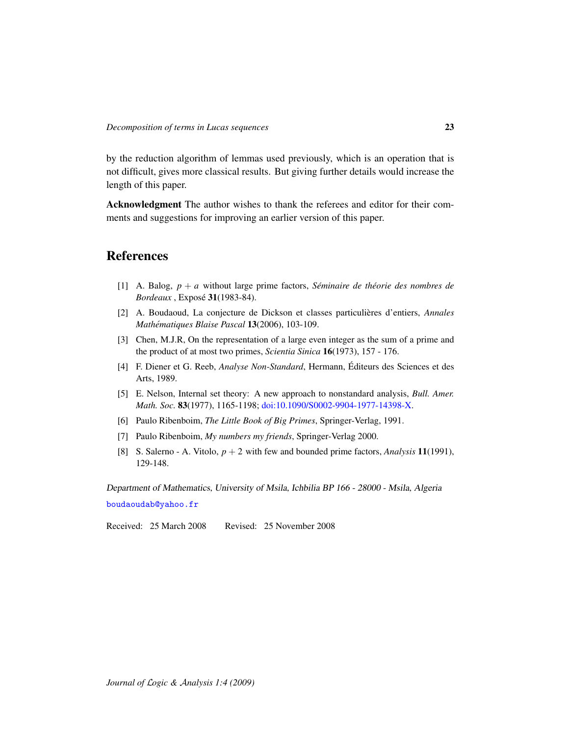by the reduction algorithm of lemmas used previously, which is an operation that is not difficult, gives more classical results. But giving further details would increase the length of this paper.

**Acknowledgment** The author wishes to thank the referees and editor for their comments and suggestions for improving an earlier version of this paper.

## References

[1] A. Balog, $p + a$ without large prime factors, *Séminaire de théorie des nombres de Bordeaux* , Exposé **31**(1983-84).

[2] A. Boudaoud, La conjecture de Dickson et classes particulières d'entiers, *Annales Mathématiques Blaise Pascal* **13**(2006), 103-109.

[3] Chen, M.J.R, On the representation of a large even integer as the sum of a prime and the product of at most two primes, *Scientia Sinica* **16**(1973), 157 - 176.

[4] F. Diener et G. Reeb, *Analyse Non-Standard*, Hermann, Éditeurs des Sciences et des Arts, 1989.

[5] E. Nelson, Internal set theory: A new approach to nonstandard analysis, *Bull. Amer. Math. Soc.* **83**(1977), 1165-1198; doi:10.1090/S0002-9904-1977-14398-X.

[6] Paulo Ribenboim, *The Little Book of Big Primes*, Springer-Verlag, 1991.

[7] Paulo Ribenboim, *My numbers my friends*, Springer-Verlag 2000.

[8] S. Salerno - A. Vitolo, $p + 2$ with few and bounded prime factors, *Analysis* **11**(1991), 129-148.

Department of Mathematics, University of Msila, Ichbilia BP 166 - 28000 - Msila, Algeria

boudaoudab@yahoo.fr

Received: 25 March 2008 Revised: 25 November 2008